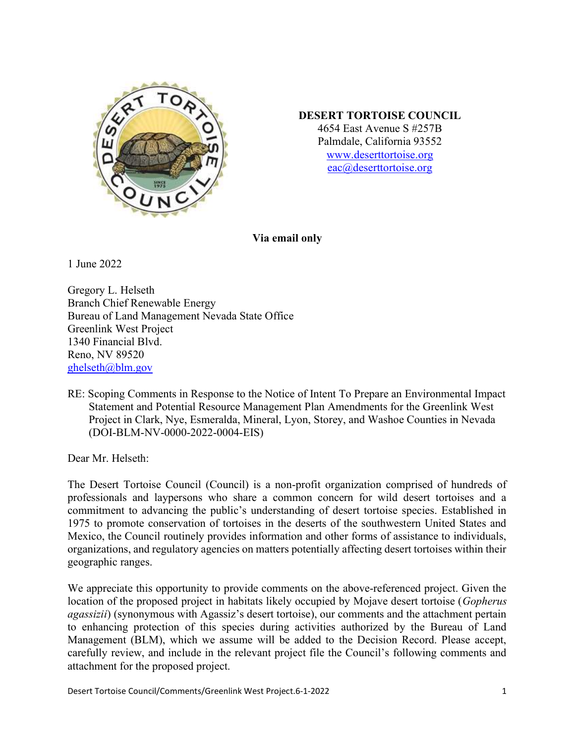**DESERT TORTOISE COUNCIL**
4654 East Avenue S #257B
Palmdale, California 93552
www.deserttortoise.org
eac@deserttortoise.org

**Via email only**

1 June 2022

Gregory L. Helseth
Branch Chief Renewable Energy
Bureau of Land Management Nevada State Office
Greenlink West Project
1340 Financial Blvd.
Reno, NV 89520
ghelseth@blm.gov

RE: Scoping Comments in Response to the Notice of Intent To Prepare an Environmental Impact Statement and Potential Resource Management Plan Amendments for the Greenlink West Project in Clark, Nye, Esmeralda, Mineral, Lyon, Storey, and Washoe Counties in Nevada (DOI-BLM-NV-0000-2022-0004-EIS)

Dear Mr. Helseth:

The Desert Tortoise Council (Council) is a non-profit organization comprised of hundreds of professionals and laypersons who share a common concern for wild desert tortoises and a commitment to advancing the public's understanding of desert tortoise species. Established in 1975 to promote conservation of tortoises in the deserts of the southwestern United States and Mexico, the Council routinely provides information and other forms of assistance to individuals, organizations, and regulatory agencies on matters potentially affecting desert tortoises within their geographic ranges.

We appreciate this opportunity to provide comments on the above-referenced project. Given the location of the proposed project in habitats likely occupied by Mojave desert tortoise (*Gopherus agassizii*) (synonymous with Agassiz's desert tortoise), our comments and the attachment pertain to enhancing protection of this species during activities authorized by the Bureau of Land Management (BLM), which we assume will be added to the Decision Record. Please accept, carefully review, and include in the relevant project file the Council's following comments and attachment for the proposed project.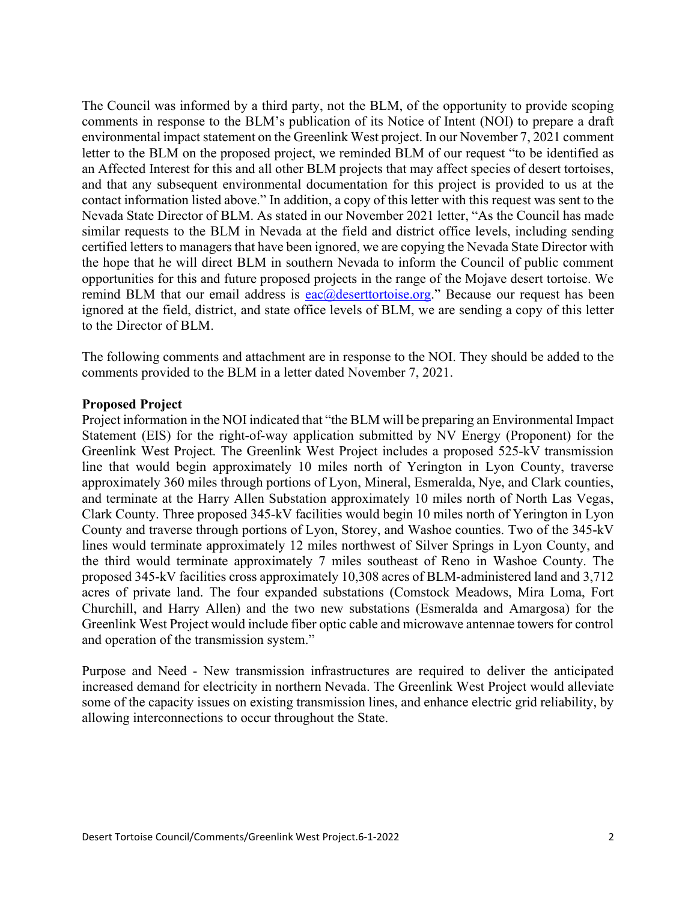The Council was informed by a third party, not the BLM, of the opportunity to provide scoping comments in response to the BLM's publication of its Notice of Intent (NOI) to prepare a draft environmental impact statement on the Greenlink West project. In our November 7, 2021 comment letter to the BLM on the proposed project, we reminded BLM of our request "to be identified as an Affected Interest for this and all other BLM projects that may affect species of desert tortoises, and that any subsequent environmental documentation for this project is provided to us at the contact information listed above." In addition, a copy of this letter with this request was sent to the Nevada State Director of BLM. As stated in our November 2021 letter, "As the Council has made similar requests to the BLM in Nevada at the field and district office levels, including sending certified letters to managers that have been ignored, we are copying the Nevada State Director with the hope that he will direct BLM in southern Nevada to inform the Council of public comment opportunities for this and future proposed projects in the range of the Mojave desert tortoise. We remind BLM that our email address is eac@deserttortoise.org." Because our request has been ignored at the field, district, and state office levels of BLM, we are sending a copy of this letter to the Director of BLM.

The following comments and attachment are in response to the NOI. They should be added to the comments provided to the BLM in a letter dated November 7, 2021.

**Proposed Project**

Project information in the NOI indicated that "the BLM will be preparing an Environmental Impact Statement (EIS) for the right-of-way application submitted by NV Energy (Proponent) for the Greenlink West Project. The Greenlink West Project includes a proposed 525-kV transmission line that would begin approximately 10 miles north of Yerington in Lyon County, traverse approximately 360 miles through portions of Lyon, Mineral, Esmeralda, Nye, and Clark counties, and terminate at the Harry Allen Substation approximately 10 miles north of North Las Vegas, Clark County. Three proposed 345-kV facilities would begin 10 miles north of Yerington in Lyon County and traverse through portions of Lyon, Storey, and Washoe counties. Two of the 345-kV lines would terminate approximately 12 miles northwest of Silver Springs in Lyon County, and the third would terminate approximately 7 miles southeast of Reno in Washoe County. The proposed 345-kV facilities cross approximately 10,308 acres of BLM-administered land and 3,712 acres of private land. The four expanded substations (Comstock Meadows, Mira Loma, Fort Churchill, and Harry Allen) and the two new substations (Esmeralda and Amargosa) for the Greenlink West Project would include fiber optic cable and microwave antennae towers for control and operation of the transmission system."

Purpose and Need - New transmission infrastructures are required to deliver the anticipated increased demand for electricity in northern Nevada. The Greenlink West Project would alleviate some of the capacity issues on existing transmission lines, and enhance electric grid reliability, by allowing interconnections to occur throughout the State.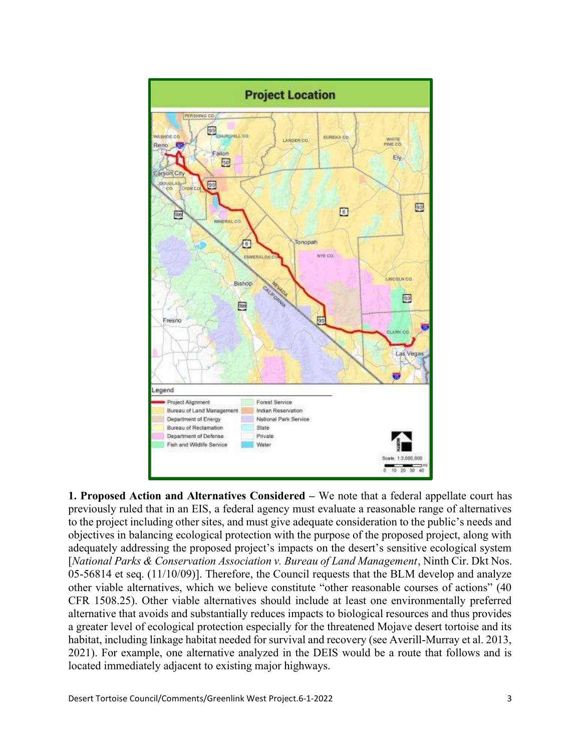**1. Proposed Action and Alternatives Considered –** We note that a federal appellate court has previously ruled that in an EIS, a federal agency must evaluate a reasonable range of alternatives to the project including other sites, and must give adequate consideration to the public's needs and objectives in balancing ecological protection with the purpose of the proposed project, along with adequately addressing the proposed project's impacts on the desert's sensitive ecological system [*National Parks & Conservation Association v. Bureau of Land Management*, Ninth Cir. Dkt Nos. 05-56814 et seq. (11/10/09)]. Therefore, the Council requests that the BLM develop and analyze other viable alternatives, which we believe constitute "other reasonable courses of actions" (40 CFR 1508.25). Other viable alternatives should include at least one environmentally preferred alternative that avoids and substantially reduces impacts to biological resources and thus provides a greater level of ecological protection especially for the threatened Mojave desert tortoise and its habitat, including linkage habitat needed for survival and recovery (see Averill-Murray et al. 2013, 2021). For example, one alternative analyzed in the DEIS would be a route that follows and is located immediately adjacent to existing major highways.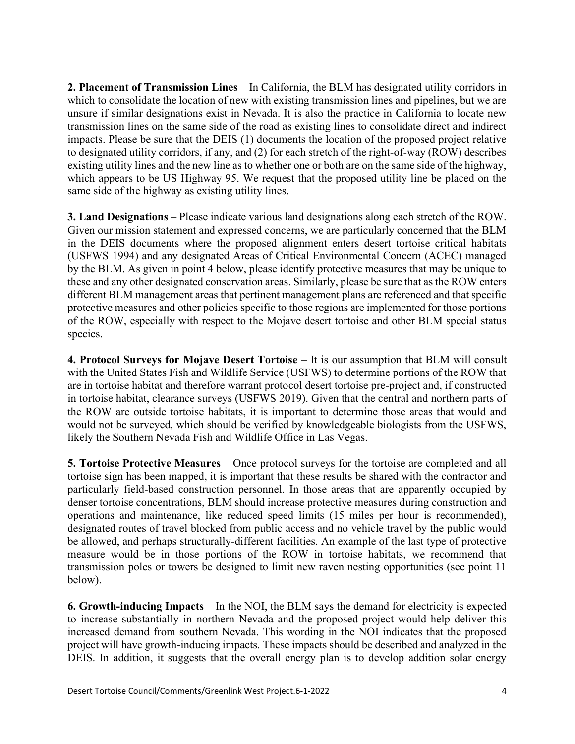**2. Placement of Transmission Lines** – In California, the BLM has designated utility corridors in which to consolidate the location of new with existing transmission lines and pipelines, but we are unsure if similar designations exist in Nevada. It is also the practice in California to locate new transmission lines on the same side of the road as existing lines to consolidate direct and indirect impacts. Please be sure that the DEIS (1) documents the location of the proposed project relative to designated utility corridors, if any, and (2) for each stretch of the right-of-way (ROW) describes existing utility lines and the new line as to whether one or both are on the same side of the highway, which appears to be US Highway 95. We request that the proposed utility line be placed on the same side of the highway as existing utility lines.

**3. Land Designations** – Please indicate various land designations along each stretch of the ROW. Given our mission statement and expressed concerns, we are particularly concerned that the BLM in the DEIS documents where the proposed alignment enters desert tortoise critical habitats (USFWS 1994) and any designated Areas of Critical Environmental Concern (ACEC) managed by the BLM. As given in point 4 below, please identify protective measures that may be unique to these and any other designated conservation areas. Similarly, please be sure that as the ROW enters different BLM management areas that pertinent management plans are referenced and that specific protective measures and other policies specific to those regions are implemented for those portions of the ROW, especially with respect to the Mojave desert tortoise and other BLM special status species.

**4. Protocol Surveys for Mojave Desert Tortoise** – It is our assumption that BLM will consult with the United States Fish and Wildlife Service (USFWS) to determine portions of the ROW that are in tortoise habitat and therefore warrant protocol desert tortoise pre-project and, if constructed in tortoise habitat, clearance surveys (USFWS 2019). Given that the central and northern parts of the ROW are outside tortoise habitats, it is important to determine those areas that would and would not be surveyed, which should be verified by knowledgeable biologists from the USFWS, likely the Southern Nevada Fish and Wildlife Office in Las Vegas.

**5. Tortoise Protective Measures** – Once protocol surveys for the tortoise are completed and all tortoise sign has been mapped, it is important that these results be shared with the contractor and particularly field-based construction personnel. In those areas that are apparently occupied by denser tortoise concentrations, BLM should increase protective measures during construction and operations and maintenance, like reduced speed limits (15 miles per hour is recommended), designated routes of travel blocked from public access and no vehicle travel by the public would be allowed, and perhaps structurally-different facilities. An example of the last type of protective measure would be in those portions of the ROW in tortoise habitats, we recommend that transmission poles or towers be designed to limit new raven nesting opportunities (see point 11 below).

**6. Growth-inducing Impacts** – In the NOI, the BLM says the demand for electricity is expected to increase substantially in northern Nevada and the proposed project would help deliver this increased demand from southern Nevada. This wording in the NOI indicates that the proposed project will have growth-inducing impacts. These impacts should be described and analyzed in the DEIS. In addition, it suggests that the overall energy plan is to develop addition solar energy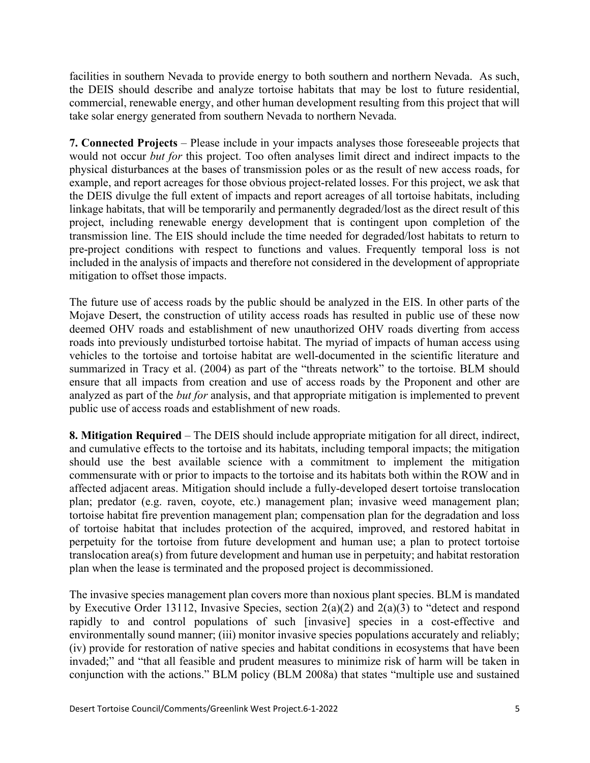facilities in southern Nevada to provide energy to both southern and northern Nevada. As such, the DEIS should describe and analyze tortoise habitats that may be lost to future residential, commercial, renewable energy, and other human development resulting from this project that will take solar energy generated from southern Nevada to northern Nevada.

**7. Connected Projects** – Please include in your impacts analyses those foreseeable projects that would not occur *but for* this project. Too often analyses limit direct and indirect impacts to the physical disturbances at the bases of transmission poles or as the result of new access roads, for example, and report acreages for those obvious project-related losses. For this project, we ask that the DEIS divulge the full extent of impacts and report acreages of all tortoise habitats, including linkage habitats, that will be temporarily and permanently degraded/lost as the direct result of this project, including renewable energy development that is contingent upon completion of the transmission line. The EIS should include the time needed for degraded/lost habitats to return to pre-project conditions with respect to functions and values. Frequently temporal loss is not included in the analysis of impacts and therefore not considered in the development of appropriate mitigation to offset those impacts.

The future use of access roads by the public should be analyzed in the EIS. In other parts of the Mojave Desert, the construction of utility access roads has resulted in public use of these now deemed OHV roads and establishment of new unauthorized OHV roads diverting from access roads into previously undisturbed tortoise habitat. The myriad of impacts of human access using vehicles to the tortoise and tortoise habitat are well-documented in the scientific literature and summarized in Tracy et al. (2004) as part of the "threats network" to the tortoise. BLM should ensure that all impacts from creation and use of access roads by the Proponent and other are analyzed as part of the *but for* analysis, and that appropriate mitigation is implemented to prevent public use of access roads and establishment of new roads.

**8. Mitigation Required** – The DEIS should include appropriate mitigation for all direct, indirect, and cumulative effects to the tortoise and its habitats, including temporal impacts; the mitigation should use the best available science with a commitment to implement the mitigation commensurate with or prior to impacts to the tortoise and its habitats both within the ROW and in affected adjacent areas. Mitigation should include a fully-developed desert tortoise translocation plan; predator (e.g. raven, coyote, etc.) management plan; invasive weed management plan; tortoise habitat fire prevention management plan; compensation plan for the degradation and loss of tortoise habitat that includes protection of the acquired, improved, and restored habitat in perpetuity for the tortoise from future development and human use; a plan to protect tortoise translocation area(s) from future development and human use in perpetuity; and habitat restoration plan when the lease is terminated and the proposed project is decommissioned.

The invasive species management plan covers more than noxious plant species. BLM is mandated by Executive Order 13112, Invasive Species, section 2(a)(2) and 2(a)(3) to "detect and respond rapidly to and control populations of such [invasive] species in a cost-effective and environmentally sound manner; (iii) monitor invasive species populations accurately and reliably; (iv) provide for restoration of native species and habitat conditions in ecosystems that have been invaded;" and "that all feasible and prudent measures to minimize risk of harm will be taken in conjunction with the actions." BLM policy (BLM 2008a) that states "multiple use and sustained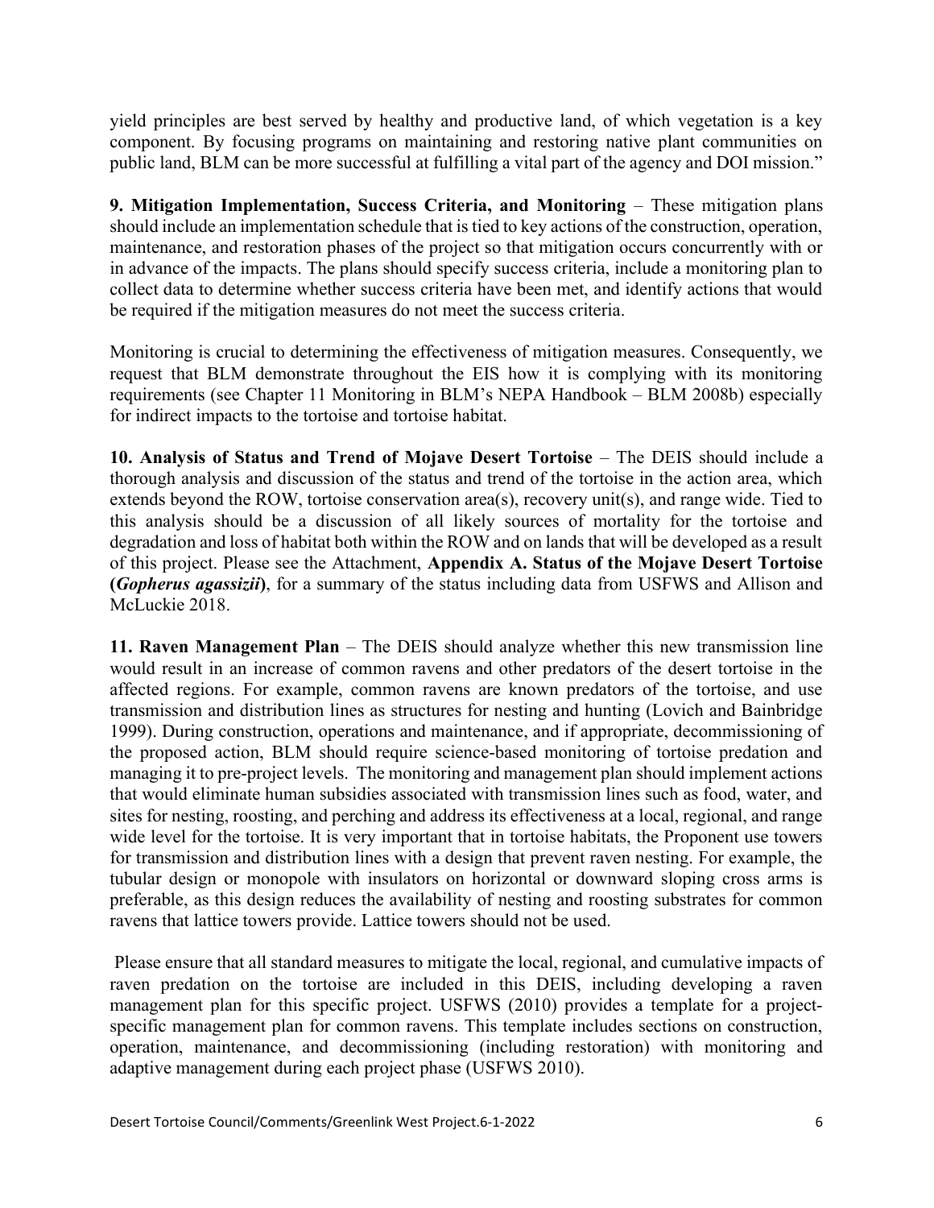yield principles are best served by healthy and productive land, of which vegetation is a key component. By focusing programs on maintaining and restoring native plant communities on public land, BLM can be more successful at fulfilling a vital part of the agency and DOI mission."

**9. Mitigation Implementation, Success Criteria, and Monitoring** – These mitigation plans should include an implementation schedule that is tied to key actions of the construction, operation, maintenance, and restoration phases of the project so that mitigation occurs concurrently with or in advance of the impacts. The plans should specify success criteria, include a monitoring plan to collect data to determine whether success criteria have been met, and identify actions that would be required if the mitigation measures do not meet the success criteria.

Monitoring is crucial to determining the effectiveness of mitigation measures. Consequently, we request that BLM demonstrate throughout the EIS how it is complying with its monitoring requirements (see Chapter 11 Monitoring in BLM's NEPA Handbook – BLM 2008b) especially for indirect impacts to the tortoise and tortoise habitat.

**10. Analysis of Status and Trend of Mojave Desert Tortoise** – The DEIS should include a thorough analysis and discussion of the status and trend of the tortoise in the action area, which extends beyond the ROW, tortoise conservation area(s), recovery unit(s), and range wide. Tied to this analysis should be a discussion of all likely sources of mortality for the tortoise and degradation and loss of habitat both within the ROW and on lands that will be developed as a result of this project. Please see the Attachment, **Appendix A. Status of the Mojave Desert Tortoise (*Gopherus agassizii*)**, for a summary of the status including data from USFWS and Allison and McLuckie 2018.

**11. Raven Management Plan** – The DEIS should analyze whether this new transmission line would result in an increase of common ravens and other predators of the desert tortoise in the affected regions. For example, common ravens are known predators of the tortoise, and use transmission and distribution lines as structures for nesting and hunting (Lovich and Bainbridge 1999). During construction, operations and maintenance, and if appropriate, decommissioning of the proposed action, BLM should require science-based monitoring of tortoise predation and managing it to pre-project levels. The monitoring and management plan should implement actions that would eliminate human subsidies associated with transmission lines such as food, water, and sites for nesting, roosting, and perching and address its effectiveness at a local, regional, and range wide level for the tortoise. It is very important that in tortoise habitats, the Proponent use towers for transmission and distribution lines with a design that prevent raven nesting. For example, the tubular design or monopole with insulators on horizontal or downward sloping cross arms is preferable, as this design reduces the availability of nesting and roosting substrates for common ravens that lattice towers provide. Lattice towers should not be used.

Please ensure that all standard measures to mitigate the local, regional, and cumulative impacts of raven predation on the tortoise are included in this DEIS, including developing a raven management plan for this specific project. USFWS (2010) provides a template for a project-specific management plan for common ravens. This template includes sections on construction, operation, maintenance, and decommissioning (including restoration) with monitoring and adaptive management during each project phase (USFWS 2010).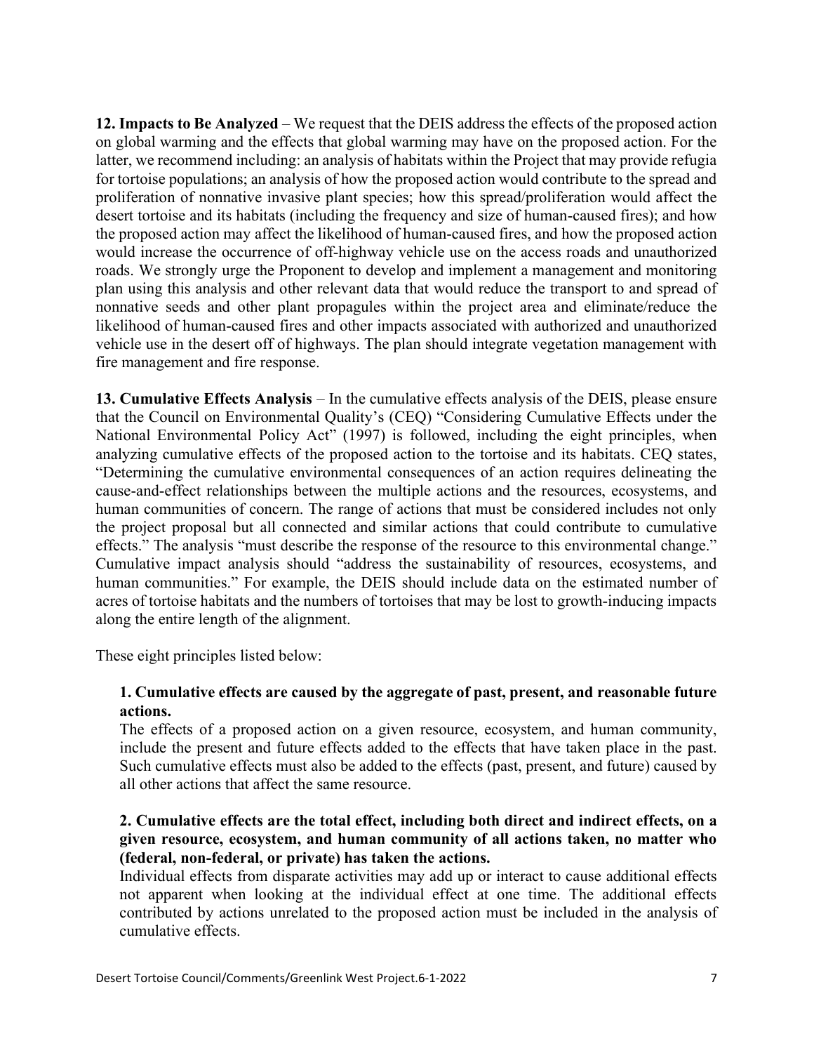**12. Impacts to Be Analyzed** – We request that the DEIS address the effects of the proposed action on global warming and the effects that global warming may have on the proposed action. For the latter, we recommend including: an analysis of habitats within the Project that may provide refugia for tortoise populations; an analysis of how the proposed action would contribute to the spread and proliferation of nonnative invasive plant species; how this spread/proliferation would affect the desert tortoise and its habitats (including the frequency and size of human-caused fires); and how the proposed action may affect the likelihood of human-caused fires, and how the proposed action would increase the occurrence of off-highway vehicle use on the access roads and unauthorized roads. We strongly urge the Proponent to develop and implement a management and monitoring plan using this analysis and other relevant data that would reduce the transport to and spread of nonnative seeds and other plant propagules within the project area and eliminate/reduce the likelihood of human-caused fires and other impacts associated with authorized and unauthorized vehicle use in the desert off of highways. The plan should integrate vegetation management with fire management and fire response.

**13. Cumulative Effects Analysis** – In the cumulative effects analysis of the DEIS, please ensure that the Council on Environmental Quality's (CEQ) "Considering Cumulative Effects under the National Environmental Policy Act" (1997) is followed, including the eight principles, when analyzing cumulative effects of the proposed action to the tortoise and its habitats. CEQ states, "Determining the cumulative environmental consequences of an action requires delineating the cause-and-effect relationships between the multiple actions and the resources, ecosystems, and human communities of concern. The range of actions that must be considered includes not only the project proposal but all connected and similar actions that could contribute to cumulative effects." The analysis "must describe the response of the resource to this environmental change." Cumulative impact analysis should "address the sustainability of resources, ecosystems, and human communities." For example, the DEIS should include data on the estimated number of acres of tortoise habitats and the numbers of tortoises that may be lost to growth-inducing impacts along the entire length of the alignment.

These eight principles listed below:

**1. Cumulative effects are caused by the aggregate of past, present, and reasonable future actions.**

The effects of a proposed action on a given resource, ecosystem, and human community, include the present and future effects added to the effects that have taken place in the past. Such cumulative effects must also be added to the effects (past, present, and future) caused by all other actions that affect the same resource.

**2. Cumulative effects are the total effect, including both direct and indirect effects, on a given resource, ecosystem, and human community of all actions taken, no matter who (federal, non-federal, or private) has taken the actions.**

Individual effects from disparate activities may add up or interact to cause additional effects not apparent when looking at the individual effect at one time. The additional effects contributed by actions unrelated to the proposed action must be included in the analysis of cumulative effects.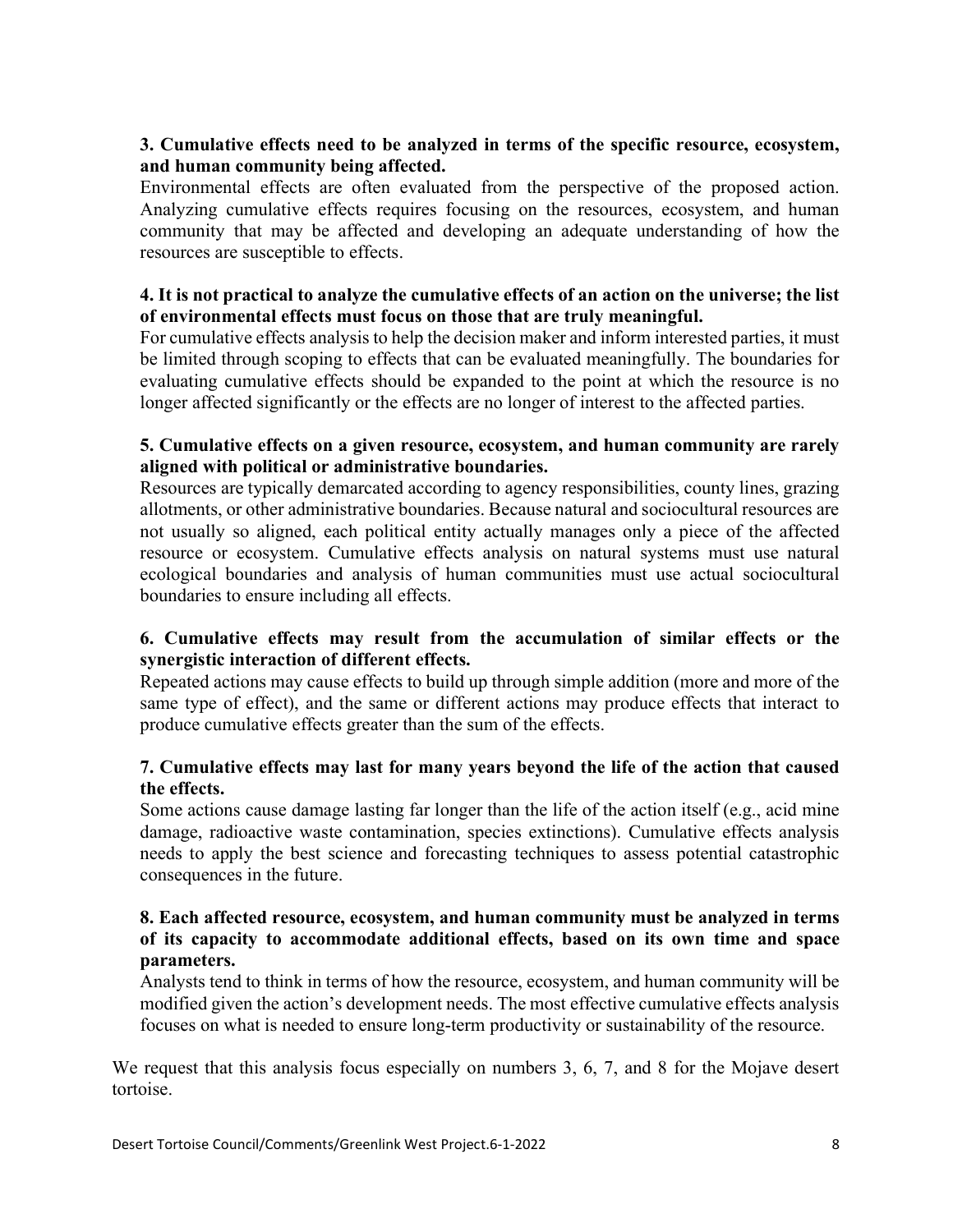**3. Cumulative effects need to be analyzed in terms of the specific resource, ecosystem, and human community being affected.**

Environmental effects are often evaluated from the perspective of the proposed action. Analyzing cumulative effects requires focusing on the resources, ecosystem, and human community that may be affected and developing an adequate understanding of how the resources are susceptible to effects.

**4. It is not practical to analyze the cumulative effects of an action on the universe; the list of environmental effects must focus on those that are truly meaningful.**

For cumulative effects analysis to help the decision maker and inform interested parties, it must be limited through scoping to effects that can be evaluated meaningfully. The boundaries for evaluating cumulative effects should be expanded to the point at which the resource is no longer affected significantly or the effects are no longer of interest to the affected parties.

**5. Cumulative effects on a given resource, ecosystem, and human community are rarely aligned with political or administrative boundaries.**

Resources are typically demarcated according to agency responsibilities, county lines, grazing allotments, or other administrative boundaries. Because natural and sociocultural resources are not usually so aligned, each political entity actually manages only a piece of the affected resource or ecosystem. Cumulative effects analysis on natural systems must use natural ecological boundaries and analysis of human communities must use actual sociocultural boundaries to ensure including all effects.

**6. Cumulative effects may result from the accumulation of similar effects or the synergistic interaction of different effects.**

Repeated actions may cause effects to build up through simple addition (more and more of the same type of effect), and the same or different actions may produce effects that interact to produce cumulative effects greater than the sum of the effects.

**7. Cumulative effects may last for many years beyond the life of the action that caused the effects.**

Some actions cause damage lasting far longer than the life of the action itself (e.g., acid mine damage, radioactive waste contamination, species extinctions). Cumulative effects analysis needs to apply the best science and forecasting techniques to assess potential catastrophic consequences in the future.

**8. Each affected resource, ecosystem, and human community must be analyzed in terms of its capacity to accommodate additional effects, based on its own time and space parameters.**

Analysts tend to think in terms of how the resource, ecosystem, and human community will be modified given the action's development needs. The most effective cumulative effects analysis focuses on what is needed to ensure long-term productivity or sustainability of the resource.

We request that this analysis focus especially on numbers 3, 6, 7, and 8 for the Mojave desert tortoise.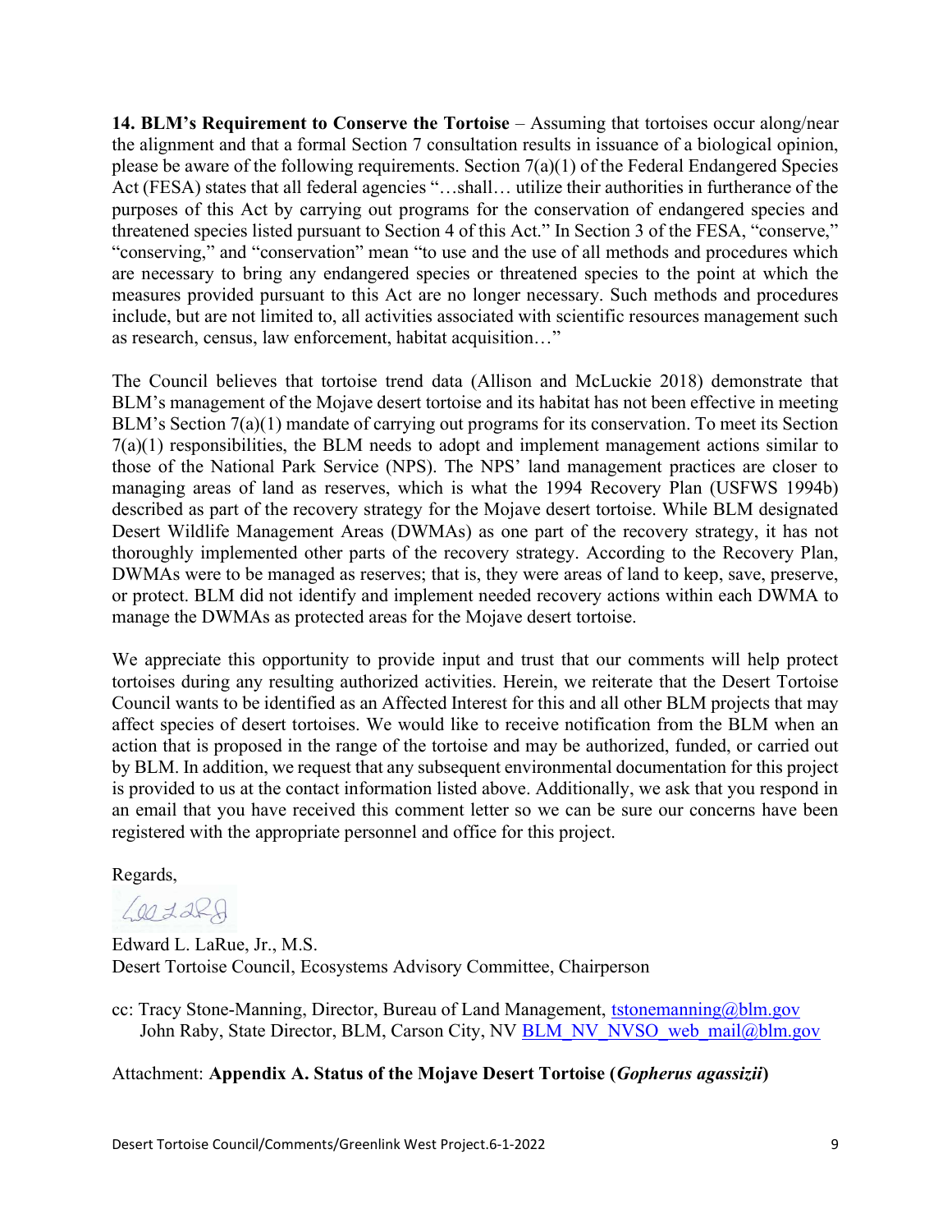**14. BLM's Requirement to Conserve the Tortoise** – Assuming that tortoises occur along/near the alignment and that a formal Section 7 consultation results in issuance of a biological opinion, please be aware of the following requirements. Section 7(a)(1) of the Federal Endangered Species Act (FESA) states that all federal agencies "…shall… utilize their authorities in furtherance of the purposes of this Act by carrying out programs for the conservation of endangered species and threatened species listed pursuant to Section 4 of this Act." In Section 3 of the FESA, "conserve," "conserving," and "conservation" mean "to use and the use of all methods and procedures which are necessary to bring any endangered species or threatened species to the point at which the measures provided pursuant to this Act are no longer necessary. Such methods and procedures include, but are not limited to, all activities associated with scientific resources management such as research, census, law enforcement, habitat acquisition…"

The Council believes that tortoise trend data (Allison and McLuckie 2018) demonstrate that BLM's management of the Mojave desert tortoise and its habitat has not been effective in meeting BLM's Section 7(a)(1) mandate of carrying out programs for its conservation. To meet its Section 7(a)(1) responsibilities, the BLM needs to adopt and implement management actions similar to those of the National Park Service (NPS). The NPS' land management practices are closer to managing areas of land as reserves, which is what the 1994 Recovery Plan (USFWS 1994b) described as part of the recovery strategy for the Mojave desert tortoise. While BLM designated Desert Wildlife Management Areas (DWMAs) as one part of the recovery strategy, it has not thoroughly implemented other parts of the recovery strategy. According to the Recovery Plan, DWMAs were to be managed as reserves; that is, they were areas of land to keep, save, preserve, or protect. BLM did not identify and implement needed recovery actions within each DWMA to manage the DWMAs as protected areas for the Mojave desert tortoise.

We appreciate this opportunity to provide input and trust that our comments will help protect tortoises during any resulting authorized activities. Herein, we reiterate that the Desert Tortoise Council wants to be identified as an Affected Interest for this and all other BLM projects that may affect species of desert tortoises. We would like to receive notification from the BLM when an action that is proposed in the range of the tortoise and may be authorized, funded, or carried out by BLM. In addition, we request that any subsequent environmental documentation for this project is provided to us at the contact information listed above. Additionally, we ask that you respond in an email that you have received this comment letter so we can be sure our concerns have been registered with the appropriate personnel and office for this project.

Regards,

Edward L. LaRue, Jr., M.S.
Desert Tortoise Council, Ecosystems Advisory Committee, Chairperson

cc: Tracy Stone-Manning, Director, Bureau of Land Management, tstonemanning@blm.gov
John Raby, State Director, BLM, Carson City, NV BLM_NV_NVSO_web_mail@blm.gov

Attachment: **Appendix A. Status of the Mojave Desert Tortoise (*Gopherus agassizii*)**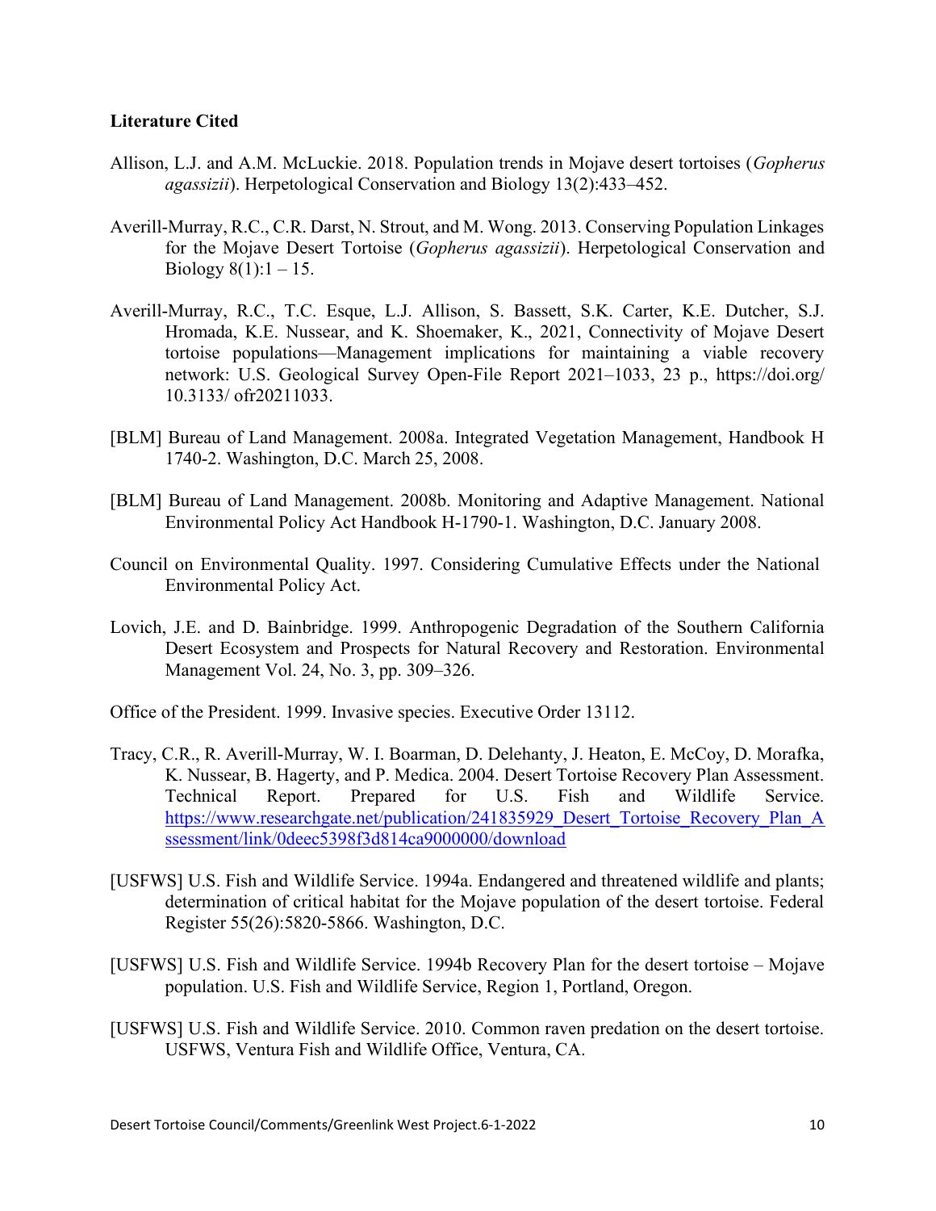**Literature Cited**

Allison, L.J. and A.M. McLuckie. 2018. Population trends in Mojave desert tortoises (*Gopherus agassizii*). Herpetological Conservation and Biology 13(2):433–452.

Averill-Murray, R.C., C.R. Darst, N. Strout, and M. Wong. 2013. Conserving Population Linkages for the Mojave Desert Tortoise (*Gopherus agassizii*). Herpetological Conservation and Biology 8(1):1 – 15.

Averill-Murray, R.C., T.C. Esque, L.J. Allison, S. Bassett, S.K. Carter, K.E. Dutcher, S.J. Hromada, K.E. Nussear, and K. Shoemaker, K., 2021, Connectivity of Mojave Desert tortoise populations—Management implications for maintaining a viable recovery network: U.S. Geological Survey Open-File Report 2021–1033, 23 p., https://doi.org/ 10.3133/ ofr20211033.

[BLM] Bureau of Land Management. 2008a. Integrated Vegetation Management, Handbook H 1740-2. Washington, D.C. March 25, 2008.

[BLM] Bureau of Land Management. 2008b. Monitoring and Adaptive Management. National Environmental Policy Act Handbook H-1790-1. Washington, D.C. January 2008.

Council on Environmental Quality. 1997. Considering Cumulative Effects under the National Environmental Policy Act.

Lovich, J.E. and D. Bainbridge. 1999. Anthropogenic Degradation of the Southern California Desert Ecosystem and Prospects for Natural Recovery and Restoration. Environmental Management Vol. 24, No. 3, pp. 309–326.

Office of the President. 1999. Invasive species. Executive Order 13112.

Tracy, C.R., R. Averill-Murray, W. I. Boarman, D. Delehanty, J. Heaton, E. McCoy, D. Morafka, K. Nussear, B. Hagerty, and P. Medica. 2004. Desert Tortoise Recovery Plan Assessment. Technical Report. Prepared for U.S. Fish and Wildlife Service. https://www.researchgate.net/publication/241835929_Desert_Tortoise_Recovery_Plan_Assessment/link/0deec5398f3d814ca9000000/download

[USFWS] U.S. Fish and Wildlife Service. 1994a. Endangered and threatened wildlife and plants; determination of critical habitat for the Mojave population of the desert tortoise. Federal Register 55(26):5820-5866. Washington, D.C.

[USFWS] U.S. Fish and Wildlife Service. 1994b Recovery Plan for the desert tortoise – Mojave population. U.S. Fish and Wildlife Service, Region 1, Portland, Oregon.

[USFWS] U.S. Fish and Wildlife Service. 2010. Common raven predation on the desert tortoise. USFWS, Ventura Fish and Wildlife Office, Ventura, CA.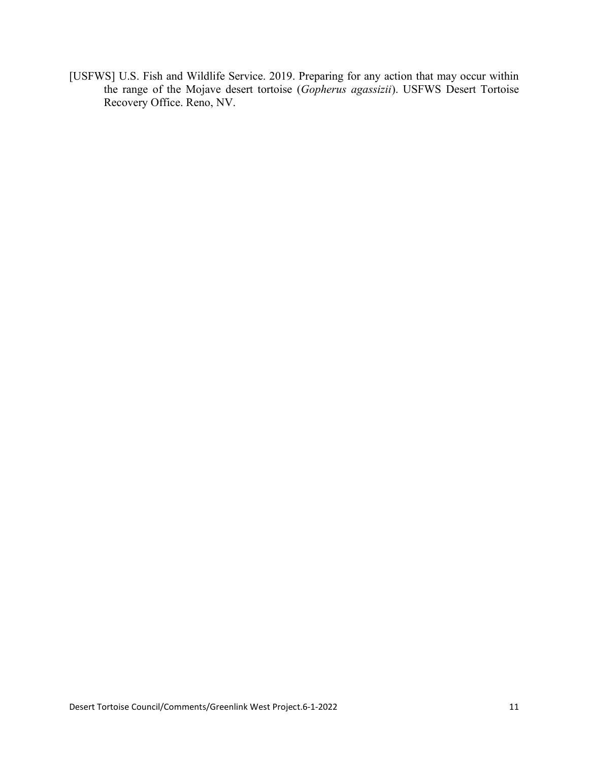[USFWS] U.S. Fish and Wildlife Service. 2019. Preparing for any action that may occur within the range of the Mojave desert tortoise (*Gopherus agassizii*). USFWS Desert Tortoise Recovery Office. Reno, NV.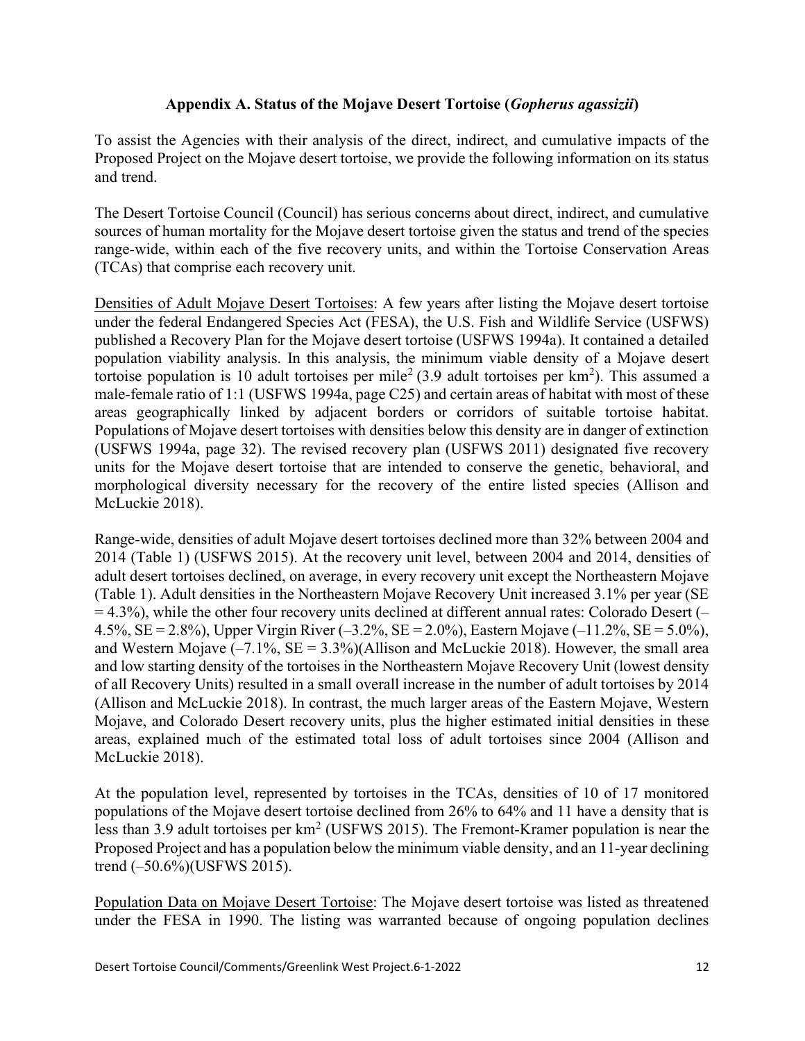## Appendix A. Status of the Mojave Desert Tortoise (*Gopherus agassizii*)

To assist the Agencies with their analysis of the direct, indirect, and cumulative impacts of the Proposed Project on the Mojave desert tortoise, we provide the following information on its status and trend.

The Desert Tortoise Council (Council) has serious concerns about direct, indirect, and cumulative sources of human mortality for the Mojave desert tortoise given the status and trend of the species range-wide, within each of the five recovery units, and within the Tortoise Conservation Areas (TCAs) that comprise each recovery unit.

<u>Densities of Adult Mojave Desert Tortoises</u>: A few years after listing the Mojave desert tortoise under the federal Endangered Species Act (FESA), the U.S. Fish and Wildlife Service (USFWS) published a Recovery Plan for the Mojave desert tortoise (USFWS 1994a). It contained a detailed population viability analysis. In this analysis, the minimum viable density of a Mojave desert tortoise population is 10 adult tortoises per mile$^2$ (3.9 adult tortoises per km$^2$). This assumed a male-female ratio of 1:1 (USFWS 1994a, page C25) and certain areas of habitat with most of these areas geographically linked by adjacent borders or corridors of suitable tortoise habitat. Populations of Mojave desert tortoises with densities below this density are in danger of extinction (USFWS 1994a, page 32). The revised recovery plan (USFWS 2011) designated five recovery units for the Mojave desert tortoise that are intended to conserve the genetic, behavioral, and morphological diversity necessary for the recovery of the entire listed species (Allison and McLuckie 2018).

Range-wide, densities of adult Mojave desert tortoises declined more than 32% between 2004 and 2014 (Table 1) (USFWS 2015). At the recovery unit level, between 2004 and 2014, densities of adult desert tortoises declined, on average, in every recovery unit except the Northeastern Mojave (Table 1). Adult densities in the Northeastern Mojave Recovery Unit increased 3.1% per year (SE = 4.3%), while the other four recovery units declined at different annual rates: Colorado Desert (–4.5%, SE = 2.8%), Upper Virgin River (–3.2%, SE = 2.0%), Eastern Mojave (–11.2%, SE = 5.0%), and Western Mojave (–7.1%, SE = 3.3%)(Allison and McLuckie 2018). However, the small area and low starting density of the tortoises in the Northeastern Mojave Recovery Unit (lowest density of all Recovery Units) resulted in a small overall increase in the number of adult tortoises by 2014 (Allison and McLuckie 2018). In contrast, the much larger areas of the Eastern Mojave, Western Mojave, and Colorado Desert recovery units, plus the higher estimated initial densities in these areas, explained much of the estimated total loss of adult tortoises since 2004 (Allison and McLuckie 2018).

At the population level, represented by tortoises in the TCAs, densities of 10 of 17 monitored populations of the Mojave desert tortoise declined from 26% to 64% and 11 have a density that is less than 3.9 adult tortoises per km$^2$ (USFWS 2015). The Fremont-Kramer population is near the Proposed Project and has a population below the minimum viable density, and an 11-year declining trend (–50.6%)(USFWS 2015).

<u>Population Data on Mojave Desert Tortoise</u>: The Mojave desert tortoise was listed as threatened under the FESA in 1990. The listing was warranted because of ongoing population declines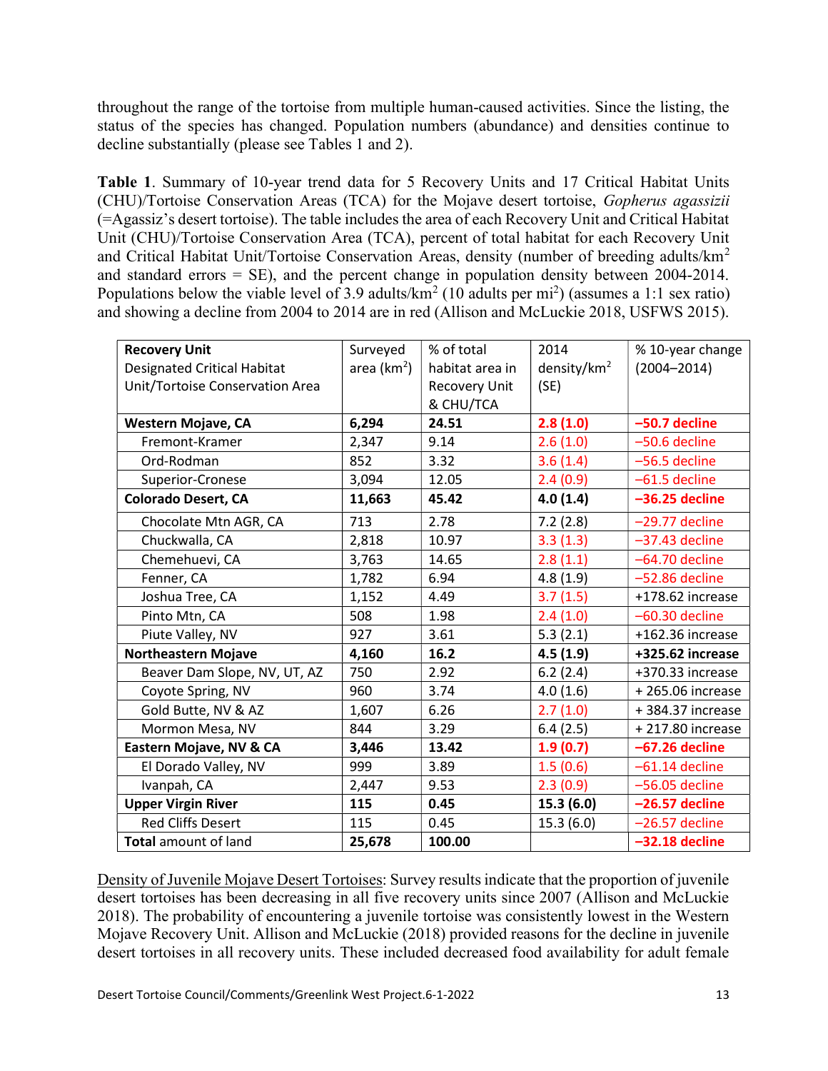throughout the range of the tortoise from multiple human-caused activities. Since the listing, the status of the species has changed. Population numbers (abundance) and densities continue to decline substantially (please see Tables 1 and 2).

**Table 1**. Summary of 10-year trend data for 5 Recovery Units and 17 Critical Habitat Units (CHU)/Tortoise Conservation Areas (TCA) for the Mojave desert tortoise, *Gopherus agassizii* (=Agassiz's desert tortoise). The table includes the area of each Recovery Unit and Critical Habitat Unit (CHU)/Tortoise Conservation Area (TCA), percent of total habitat for each Recovery Unit and Critical Habitat Unit/Tortoise Conservation Areas, density (number of breeding adults/km$^2$ and standard errors = SE), and the percent change in population density between 2004-2014. Populations below the viable level of 3.9 adults/km$^2$ (10 adults per mi$^2$) (assumes a 1:1 sex ratio) and showing a decline from 2004 to 2014 are in red (Allison and McLuckie 2018, USFWS 2015).

| **Recovery Unit**<br>Designated Critical Habitat Unit/Tortoise Conservation Area | Surveyed area (km$^2$) | % of total habitat area in Recovery Unit & CHU/TCA | 2014 density/km$^2$ (SE) | % 10-year change (2004–2014) |
|---|---|---|---|---|
| **Western Mojave, CA** | **6,294** | **24.51** | **2.8 (1.0)** | **−50.7 decline** |
| Fremont-Kramer | 2,347 | 9.14 | 2.6 (1.0) | −50.6 decline |
| Ord-Rodman | 852 | 3.32 | 3.6 (1.4) | −56.5 decline |
| Superior-Cronese | 3,094 | 12.05 | 2.4 (0.9) | −61.5 decline |
| **Colorado Desert, CA** | **11,663** | **45.42** | **4.0 (1.4)** | **−36.25 decline** |
| Chocolate Mtn AGR, CA | 713 | 2.78 | 7.2 (2.8) | −29.77 decline |
| Chuckwalla, CA | 2,818 | 10.97 | 3.3 (1.3) | −37.43 decline |
| Chemehuevi, CA | 3,763 | 14.65 | 2.8 (1.1) | −64.70 decline |
| Fenner, CA | 1,782 | 6.94 | 4.8 (1.9) | −52.86 decline |
| Joshua Tree, CA | 1,152 | 4.49 | 3.7 (1.5) | +178.62 increase |
| Pinto Mtn, CA | 508 | 1.98 | 2.4 (1.0) | −60.30 decline |
| Piute Valley, NV | 927 | 3.61 | 5.3 (2.1) | +162.36 increase |
| **Northeastern Mojave** | **4,160** | **16.2** | **4.5 (1.9)** | **+325.62 increase** |
| Beaver Dam Slope, NV, UT, AZ | 750 | 2.92 | 6.2 (2.4) | +370.33 increase |
| Coyote Spring, NV | 960 | 3.74 | 4.0 (1.6) | + 265.06 increase |
| Gold Butte, NV & AZ | 1,607 | 6.26 | 2.7 (1.0) | + 384.37 increase |
| Mormon Mesa, NV | 844 | 3.29 | 6.4 (2.5) | + 217.80 increase |
| **Eastern Mojave, NV & CA** | **3,446** | **13.42** | **1.9 (0.7)** | **−67.26 decline** |
| El Dorado Valley, NV | 999 | 3.89 | 1.5 (0.6) | −61.14 decline |
| Ivanpah, CA | 2,447 | 9.53 | 2.3 (0.9) | −56.05 decline |
| **Upper Virgin River** | **115** | **0.45** | **15.3 (6.0)** | **−26.57 decline** |
| Red Cliffs Desert | 115 | 0.45 | 15.3 (6.0) | −26.57 decline |
| **Total** amount of land | **25,678** | **100.00** | | **−32.18 decline** |

Density of Juvenile Mojave Desert Tortoises: Survey results indicate that the proportion of juvenile desert tortoises has been decreasing in all five recovery units since 2007 (Allison and McLuckie 2018). The probability of encountering a juvenile tortoise was consistently lowest in the Western Mojave Recovery Unit. Allison and McLuckie (2018) provided reasons for the decline in juvenile desert tortoises in all recovery units. These included decreased food availability for adult female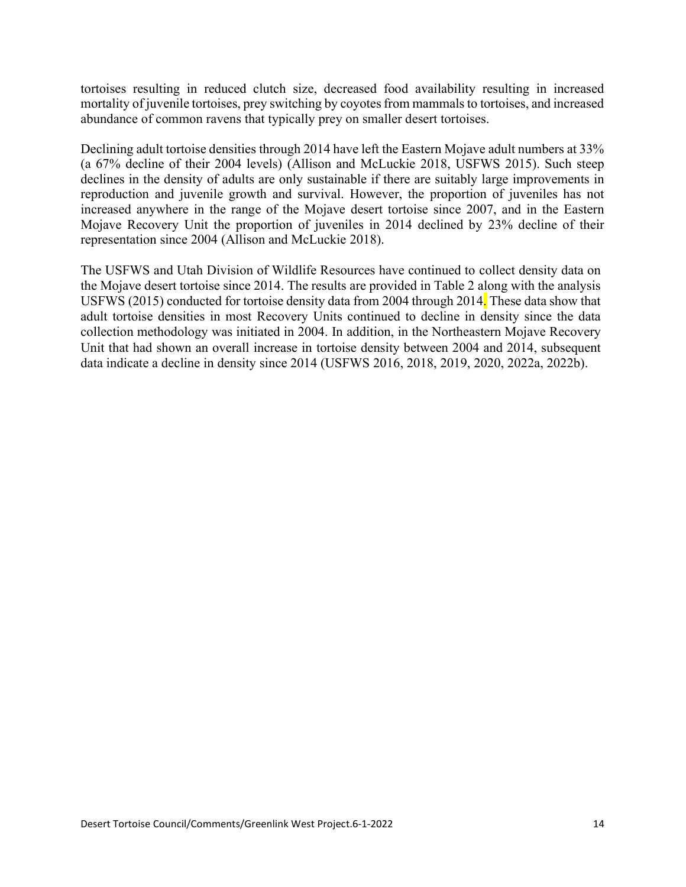tortoises resulting in reduced clutch size, decreased food availability resulting in increased mortality of juvenile tortoises, prey switching by coyotes from mammals to tortoises, and increased abundance of common ravens that typically prey on smaller desert tortoises.

Declining adult tortoise densities through 2014 have left the Eastern Mojave adult numbers at 33% (a 67% decline of their 2004 levels) (Allison and McLuckie 2018, USFWS 2015). Such steep declines in the density of adults are only sustainable if there are suitably large improvements in reproduction and juvenile growth and survival. However, the proportion of juveniles has not increased anywhere in the range of the Mojave desert tortoise since 2007, and in the Eastern Mojave Recovery Unit the proportion of juveniles in 2014 declined by 23% decline of their representation since 2004 (Allison and McLuckie 2018).

The USFWS and Utah Division of Wildlife Resources have continued to collect density data on the Mojave desert tortoise since 2014. The results are provided in Table 2 along with the analysis USFWS (2015) conducted for tortoise density data from 2004 through 2014. These data show that adult tortoise densities in most Recovery Units continued to decline in density since the data collection methodology was initiated in 2004. In addition, in the Northeastern Mojave Recovery Unit that had shown an overall increase in tortoise density between 2004 and 2014, subsequent data indicate a decline in density since 2014 (USFWS 2016, 2018, 2019, 2020, 2022a, 2022b).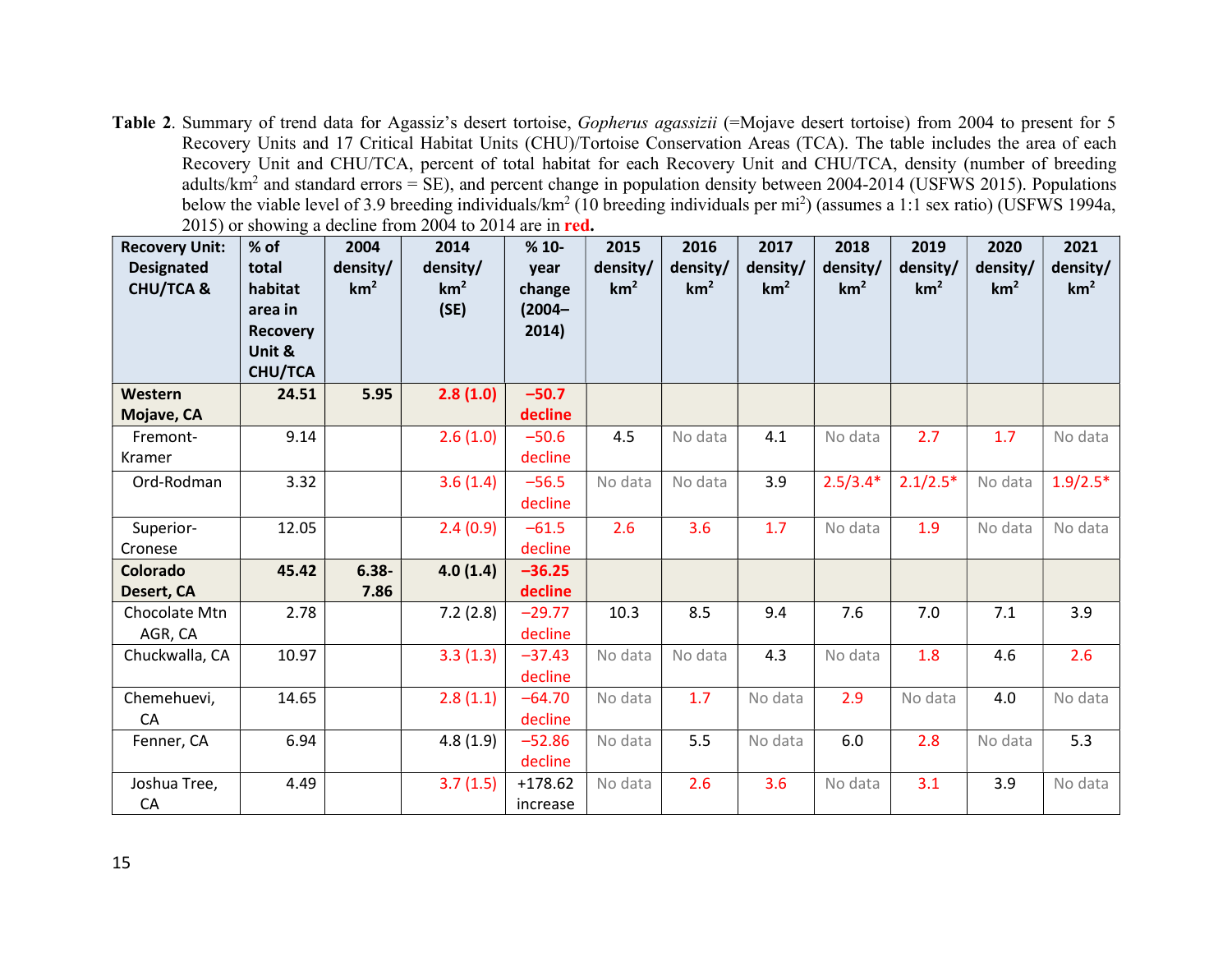**Table 2**. Summary of trend data for Agassiz's desert tortoise, *Gopherus agassizii* (=Mojave desert tortoise) from 2004 to present for 5 Recovery Units and 17 Critical Habitat Units (CHU)/Tortoise Conservation Areas (TCA). The table includes the area of each Recovery Unit and CHU/TCA, percent of total habitat for each Recovery Unit and CHU/TCA, density (number of breeding adults/km$^2$ and standard errors = SE), and percent change in population density between 2004-2014 (USFWS 2015). Populations below the viable level of 3.9 breeding individuals/km$^2$ (10 breeding individuals per mi$^2$) (assumes a 1:1 sex ratio) (USFWS 1994a, 2015) or showing a decline from 2004 to 2014 are in **red.**

| Recovery Unit: Designated CHU/TCA & | % of total habitat area in Recovery Unit & CHU/TCA | 2004 density/ km$^2$ | 2014 density/ km$^2$ (SE) | % 10-year change (2004–2014) | 2015 density/ km$^2$ | 2016 density/ km$^2$ | 2017 density/ km$^2$ | 2018 density/ km$^2$ | 2019 density/ km$^2$ | 2020 density/ km$^2$ | 2021 density/ km$^2$ |
|---|---|---|---|---|---|---|---|---|---|---|---|
| **Western Mojave, CA** | **24.51** | **5.95** | **2.8 (1.0)** | **–50.7 decline** | | | | | | | |
| Fremont-Kramer | 9.14 | | 2.6 (1.0) | –50.6 decline | 4.5 | No data | 4.1 | No data | 2.7 | 1.7 | No data |
| Ord-Rodman | 3.32 | | 3.6 (1.4) | –56.5 decline | No data | No data | 3.9 | 2.5/3.4* | 2.1/2.5* | No data | 1.9/2.5* |
| Superior-Cronese | 12.05 | | 2.4 (0.9) | –61.5 decline | 2.6 | 3.6 | 1.7 | No data | 1.9 | No data | No data |
| **Colorado Desert, CA** | **45.42** | **6.38-7.86** | **4.0 (1.4)** | **–36.25 decline** | | | | | | | |
| Chocolate Mtn AGR, CA | 2.78 | | 7.2 (2.8) | –29.77 decline | 10.3 | 8.5 | 9.4 | 7.6 | 7.0 | 7.1 | 3.9 |
| Chuckwalla, CA | 10.97 | | 3.3 (1.3) | –37.43 decline | No data | No data | 4.3 | No data | 1.8 | 4.6 | 2.6 |
| Chemehuevi, CA | 14.65 | | 2.8 (1.1) | –64.70 decline | No data | 1.7 | No data | 2.9 | No data | 4.0 | No data |
| Fenner, CA | 6.94 | | 4.8 (1.9) | –52.86 decline | No data | 5.5 | No data | 6.0 | 2.8 | No data | 5.3 |
| Joshua Tree, CA | 4.49 | | 3.7 (1.5) | +178.62 increase | No data | 2.6 | 3.6 | No data | 3.1 | 3.9 | No data |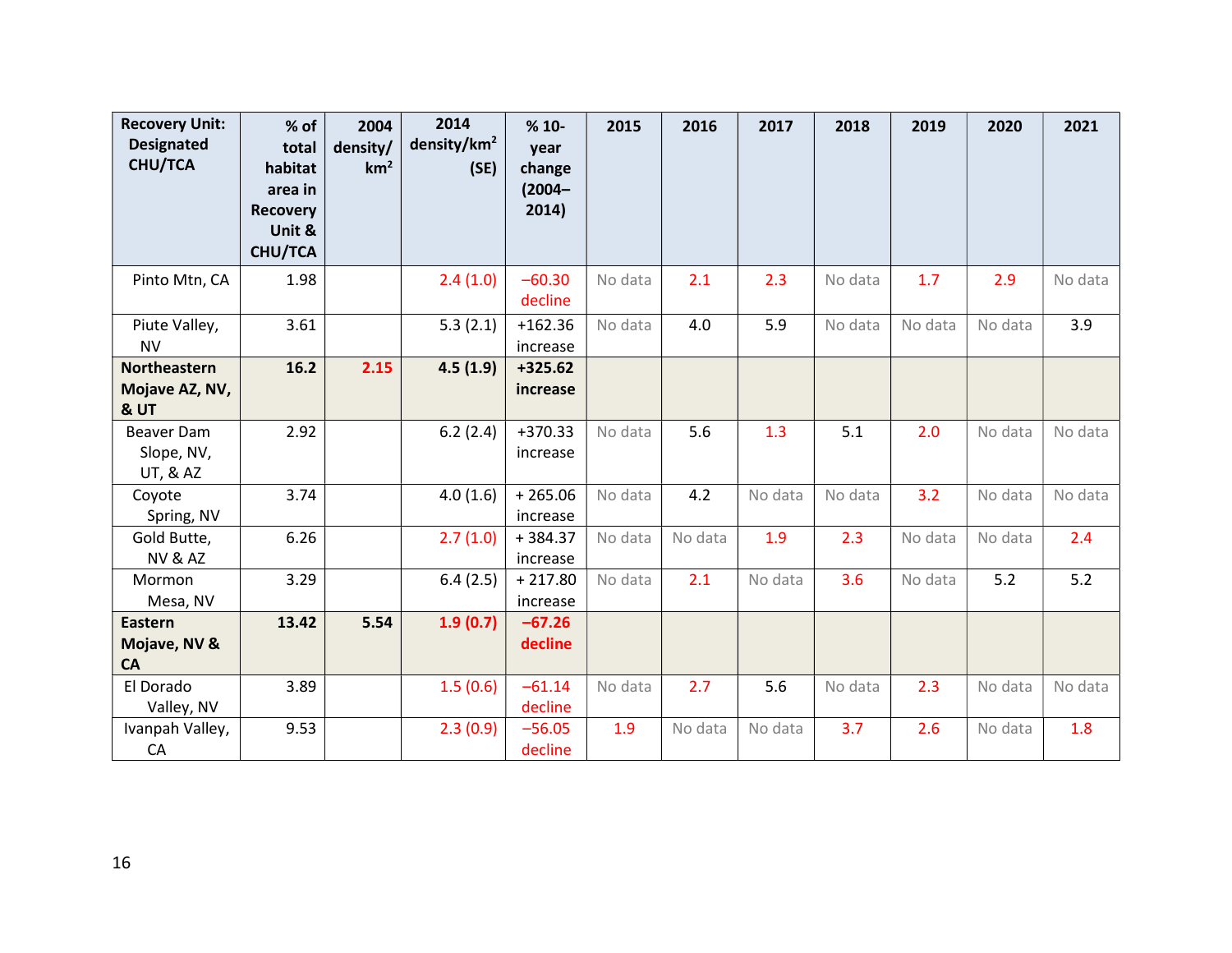| Recovery Unit: Designated CHU/TCA | % of total habitat area in Recovery Unit & CHU/TCA | 2004 density/ km$^2$ | 2014 density/km$^2$ (SE) | % 10-year change (2004–2014) | 2015 | 2016 | 2017 | 2018 | 2019 | 2020 | 2021 |
|---|---|---|---|---|---|---|---|---|---|---|---|
| Pinto Mtn, CA | 1.98 | | 2.4 (1.0) | –60.30 decline | No data | 2.1 | 2.3 | No data | 1.7 | 2.9 | No data |
| Piute Valley, NV | 3.61 | | 5.3 (2.1) | +162.36 increase | No data | 4.0 | 5.9 | No data | No data | No data | 3.9 |
| **Northeastern Mojave AZ, NV, & UT** | **16.2** | **2.15** | **4.5 (1.9)** | **+325.62 increase** | | | | | | | |
| Beaver Dam Slope, NV, UT, & AZ | 2.92 | | 6.2 (2.4) | +370.33 increase | No data | 5.6 | 1.3 | 5.1 | 2.0 | No data | No data |
| Coyote Spring, NV | 3.74 | | 4.0 (1.6) | + 265.06 increase | No data | 4.2 | No data | No data | 3.2 | No data | No data |
| Gold Butte, NV & AZ | 6.26 | | 2.7 (1.0) | + 384.37 increase | No data | No data | 1.9 | 2.3 | No data | No data | 2.4 |
| Mormon Mesa, NV | 3.29 | | 6.4 (2.5) | + 217.80 increase | No data | 2.1 | No data | 3.6 | No data | 5.2 | 5.2 |
| **Eastern Mojave, NV & CA** | **13.42** | **5.54** | **1.9 (0.7)** | **–67.26 decline** | | | | | | | |
| El Dorado Valley, NV | 3.89 | | 1.5 (0.6) | –61.14 decline | No data | 2.7 | 5.6 | No data | 2.3 | No data | No data |
| Ivanpah Valley, CA | 9.53 | | 2.3 (0.9) | –56.05 decline | 1.9 | No data | No data | 3.7 | 2.6 | No data | 1.8 |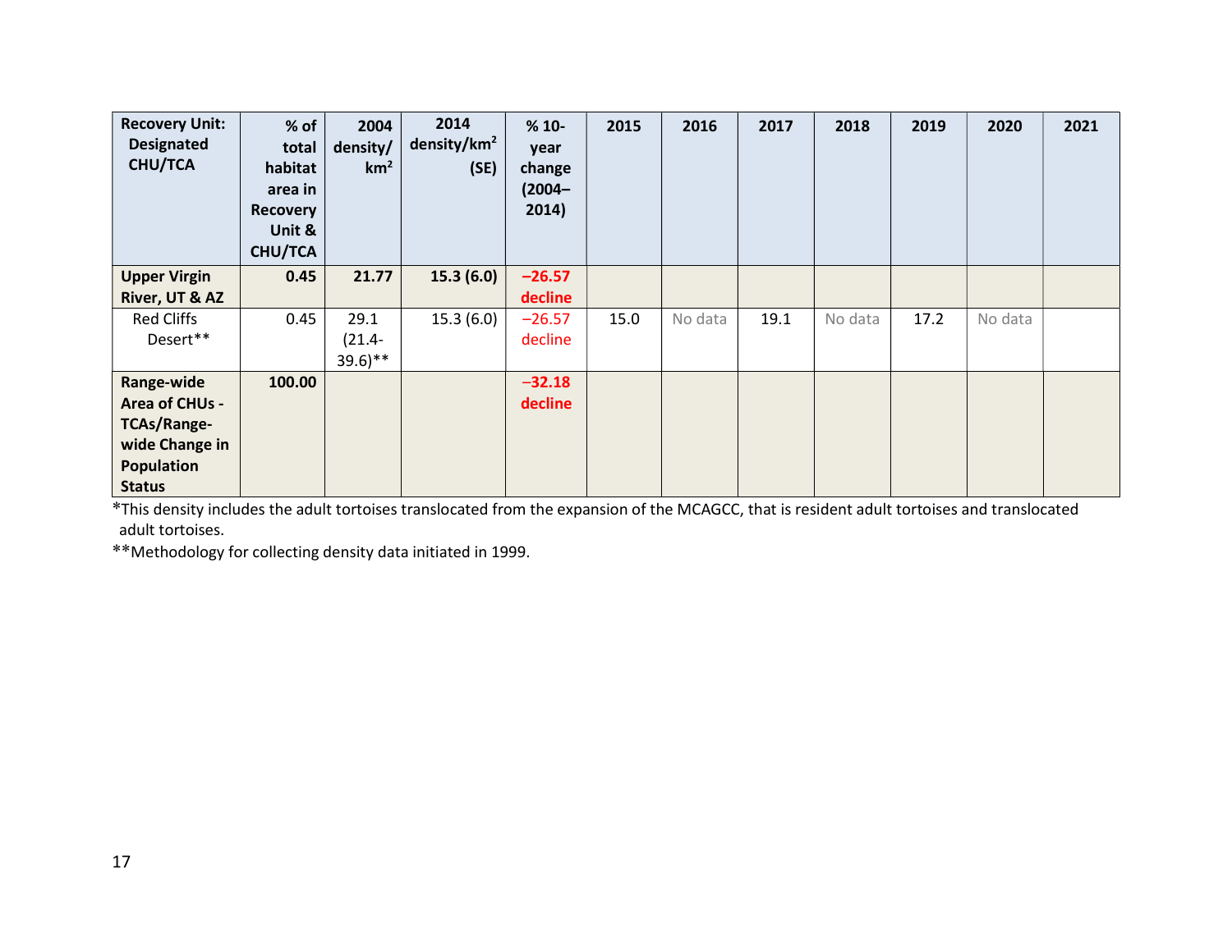| Recovery Unit: Designated CHU/TCA | % of total habitat area in Recovery Unit & CHU/TCA | 2004 density/ km$^2$ | 2014 density/km$^2$ (SE) | % 10-year change (2004–2014) | 2015 | 2016 | 2017 | 2018 | 2019 | 2020 | 2021 |
|---|---|---|---|---|---|---|---|---|---|---|---|
| **Upper Virgin River, UT & AZ** | **0.45** | **21.77** | **15.3 (6.0)** | **−26.57 decline** | | | | | | | |
| Red Cliffs Desert** | 0.45 | 29.1 (21.4-39.6)** | 15.3 (6.0) | −26.57 decline | 15.0 | No data | 19.1 | No data | 17.2 | No data | |
| **Range-wide Area of CHUs - TCAs/Range-wide Change in Population Status** | **100.00** | | | **−32.18 decline** | | | | | | | |

*This density includes the adult tortoises translocated from the expansion of the MCAGCC, that is resident adult tortoises and translocated adult tortoises.

**Methodology for collecting density data initiated in 1999.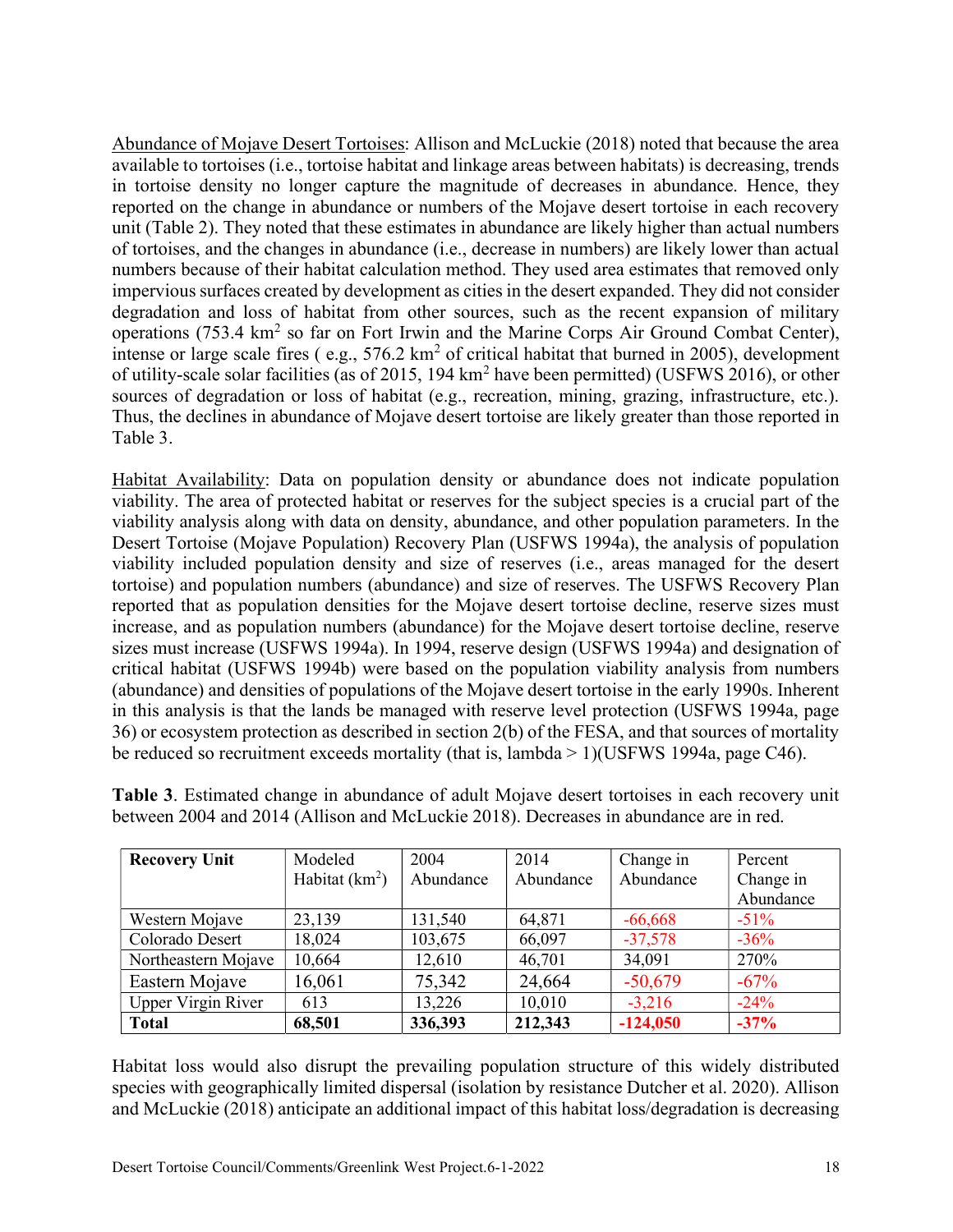Abundance of Mojave Desert Tortoises: Allison and McLuckie (2018) noted that because the area available to tortoises (i.e., tortoise habitat and linkage areas between habitats) is decreasing, trends in tortoise density no longer capture the magnitude of decreases in abundance. Hence, they reported on the change in abundance or numbers of the Mojave desert tortoise in each recovery unit (Table 2). They noted that these estimates in abundance are likely higher than actual numbers of tortoises, and the changes in abundance (i.e., decrease in numbers) are likely lower than actual numbers because of their habitat calculation method. They used area estimates that removed only impervious surfaces created by development as cities in the desert expanded. They did not consider degradation and loss of habitat from other sources, such as the recent expansion of military operations (753.4 $km^2$ so far on Fort Irwin and the Marine Corps Air Ground Combat Center), intense or large scale fires ( e.g., 576.2 $km^2$ of critical habitat that burned in 2005), development of utility-scale solar facilities (as of 2015, 194 $km^2$ have been permitted) (USFWS 2016), or other sources of degradation or loss of habitat (e.g., recreation, mining, grazing, infrastructure, etc.). Thus, the declines in abundance of Mojave desert tortoise are likely greater than those reported in Table 3.

Habitat Availability: Data on population density or abundance does not indicate population viability. The area of protected habitat or reserves for the subject species is a crucial part of the viability analysis along with data on density, abundance, and other population parameters. In the Desert Tortoise (Mojave Population) Recovery Plan (USFWS 1994a), the analysis of population viability included population density and size of reserves (i.e., areas managed for the desert tortoise) and population numbers (abundance) and size of reserves. The USFWS Recovery Plan reported that as population densities for the Mojave desert tortoise decline, reserve sizes must increase, and as population numbers (abundance) for the Mojave desert tortoise decline, reserve sizes must increase (USFWS 1994a). In 1994, reserve design (USFWS 1994a) and designation of critical habitat (USFWS 1994b) were based on the population viability analysis from numbers (abundance) and densities of populations of the Mojave desert tortoise in the early 1990s. Inherent in this analysis is that the lands be managed with reserve level protection (USFWS 1994a, page 36) or ecosystem protection as described in section 2(b) of the FESA, and that sources of mortality be reduced so recruitment exceeds mortality (that is, lambda > 1)(USFWS 1994a, page C46).

**Table 3**. Estimated change in abundance of adult Mojave desert tortoises in each recovery unit between 2004 and 2014 (Allison and McLuckie 2018). Decreases in abundance are in red.

| Recovery Unit | Modeled Habitat ($km^2$) | 2004 Abundance | 2014 Abundance | Change in Abundance | Percent Change in Abundance |
|---|---|---|---|---|---|
| Western Mojave | 23,139 | 131,540 | 64,871 | -66,668 | -51% |
| Colorado Desert | 18,024 | 103,675 | 66,097 | -37,578 | -36% |
| Northeastern Mojave | 10,664 | 12,610 | 46,701 | 34,091 | 270% |
| Eastern Mojave | 16,061 | 75,342 | 24,664 | -50,679 | -67% |
| Upper Virgin River | 613 | 13,226 | 10,010 | -3,216 | -24% |
| **Total** | **68,501** | **336,393** | **212,343** | **-124,050** | **-37%** |

Habitat loss would also disrupt the prevailing population structure of this widely distributed species with geographically limited dispersal (isolation by resistance Dutcher et al. 2020). Allison and McLuckie (2018) anticipate an additional impact of this habitat loss/degradation is decreasing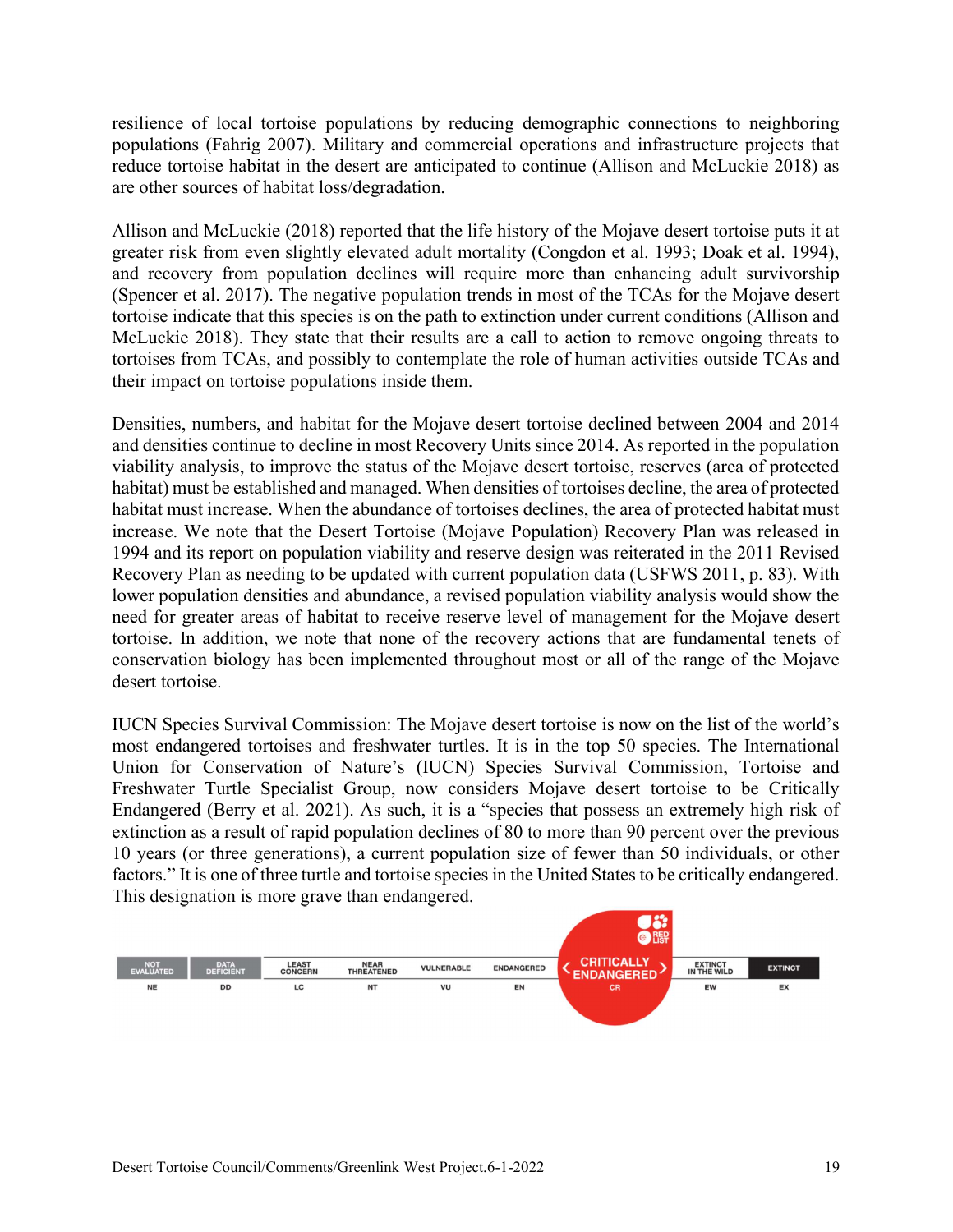resilience of local tortoise populations by reducing demographic connections to neighboring populations (Fahrig 2007). Military and commercial operations and infrastructure projects that reduce tortoise habitat in the desert are anticipated to continue (Allison and McLuckie 2018) as are other sources of habitat loss/degradation.

Allison and McLuckie (2018) reported that the life history of the Mojave desert tortoise puts it at greater risk from even slightly elevated adult mortality (Congdon et al. 1993; Doak et al. 1994), and recovery from population declines will require more than enhancing adult survivorship (Spencer et al. 2017). The negative population trends in most of the TCAs for the Mojave desert tortoise indicate that this species is on the path to extinction under current conditions (Allison and McLuckie 2018). They state that their results are a call to action to remove ongoing threats to tortoises from TCAs, and possibly to contemplate the role of human activities outside TCAs and their impact on tortoise populations inside them.

Densities, numbers, and habitat for the Mojave desert tortoise declined between 2004 and 2014 and densities continue to decline in most Recovery Units since 2014. As reported in the population viability analysis, to improve the status of the Mojave desert tortoise, reserves (area of protected habitat) must be established and managed. When densities of tortoises decline, the area of protected habitat must increase. When the abundance of tortoises declines, the area of protected habitat must increase. We note that the Desert Tortoise (Mojave Population) Recovery Plan was released in 1994 and its report on population viability and reserve design was reiterated in the 2011 Revised Recovery Plan as needing to be updated with current population data (USFWS 2011, p. 83). With lower population densities and abundance, a revised population viability analysis would show the need for greater areas of habitat to receive reserve level of management for the Mojave desert tortoise. In addition, we note that none of the recovery actions that are fundamental tenets of conservation biology has been implemented throughout most or all of the range of the Mojave desert tortoise.

IUCN Species Survival Commission: The Mojave desert tortoise is now on the list of the world's most endangered tortoises and freshwater turtles. It is in the top 50 species. The International Union for Conservation of Nature's (IUCN) Species Survival Commission, Tortoise and Freshwater Turtle Specialist Group, now considers Mojave desert tortoise to be Critically Endangered (Berry et al. 2021). As such, it is a "species that possess an extremely high risk of extinction as a result of rapid population declines of 80 to more than 90 percent over the previous 10 years (or three generations), a current population size of fewer than 50 individuals, or other factors." It is one of three turtle and tortoise species in the United States to be critically endangered. This designation is more grave than endangered.

| NOT EVALUATED | DATA DEFICIENT | LEAST CONCERN | NEAR THREATENED | VULNERABLE | ENDANGERED | CRITICALLY ENDANGERED | EXTINCT IN THE WILD | EXTINCT |
|---|---|---|---|---|---|---|---|---|
| NE | DD | LC | NT | VU | EN | CR | EW | EX |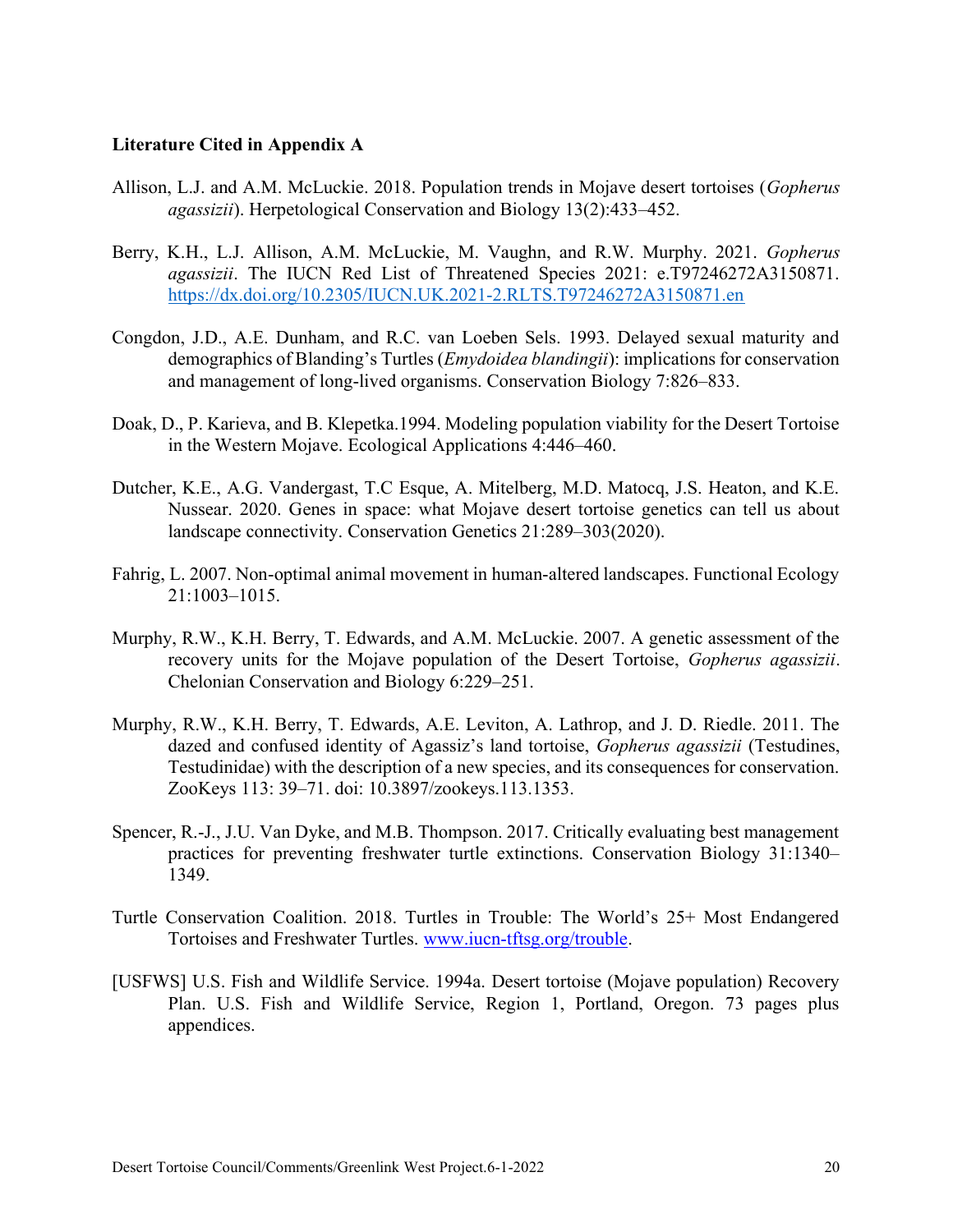**Literature Cited in Appendix A**

Allison, L.J. and A.M. McLuckie. 2018. Population trends in Mojave desert tortoises (*Gopherus agassizii*). Herpetological Conservation and Biology 13(2):433–452.

Berry, K.H., L.J. Allison, A.M. McLuckie, M. Vaughn, and R.W. Murphy. 2021. *Gopherus agassizii*. The IUCN Red List of Threatened Species 2021: e.T97246272A3150871. https://dx.doi.org/10.2305/IUCN.UK.2021-2.RLTS.T97246272A3150871.en

Congdon, J.D., A.E. Dunham, and R.C. van Loeben Sels. 1993. Delayed sexual maturity and demographics of Blanding's Turtles (*Emydoidea blandingii*): implications for conservation and management of long-lived organisms. Conservation Biology 7:826–833.

Doak, D., P. Karieva, and B. Klepetka.1994. Modeling population viability for the Desert Tortoise in the Western Mojave. Ecological Applications 4:446–460.

Dutcher, K.E., A.G. Vandergast, T.C Esque, A. Mitelberg, M.D. Matocq, J.S. Heaton, and K.E. Nussear. 2020. Genes in space: what Mojave desert tortoise genetics can tell us about landscape connectivity. Conservation Genetics 21:289–303(2020).

Fahrig, L. 2007. Non-optimal animal movement in human-altered landscapes. Functional Ecology 21:1003–1015.

Murphy, R.W., K.H. Berry, T. Edwards, and A.M. McLuckie. 2007. A genetic assessment of the recovery units for the Mojave population of the Desert Tortoise, *Gopherus agassizii*. Chelonian Conservation and Biology 6:229–251.

Murphy, R.W., K.H. Berry, T. Edwards, A.E. Leviton, A. Lathrop, and J. D. Riedle. 2011. The dazed and confused identity of Agassiz's land tortoise, *Gopherus agassizii* (Testudines, Testudinidae) with the description of a new species, and its consequences for conservation. ZooKeys 113: 39–71. doi: 10.3897/zookeys.113.1353.

Spencer, R.-J., J.U. Van Dyke, and M.B. Thompson. 2017. Critically evaluating best management practices for preventing freshwater turtle extinctions. Conservation Biology 31:1340–1349.

Turtle Conservation Coalition. 2018. Turtles in Trouble: The World's 25+ Most Endangered Tortoises and Freshwater Turtles. www.iucn-tftsg.org/trouble.

[USFWS] U.S. Fish and Wildlife Service. 1994a. Desert tortoise (Mojave population) Recovery Plan. U.S. Fish and Wildlife Service, Region 1, Portland, Oregon. 73 pages plus appendices.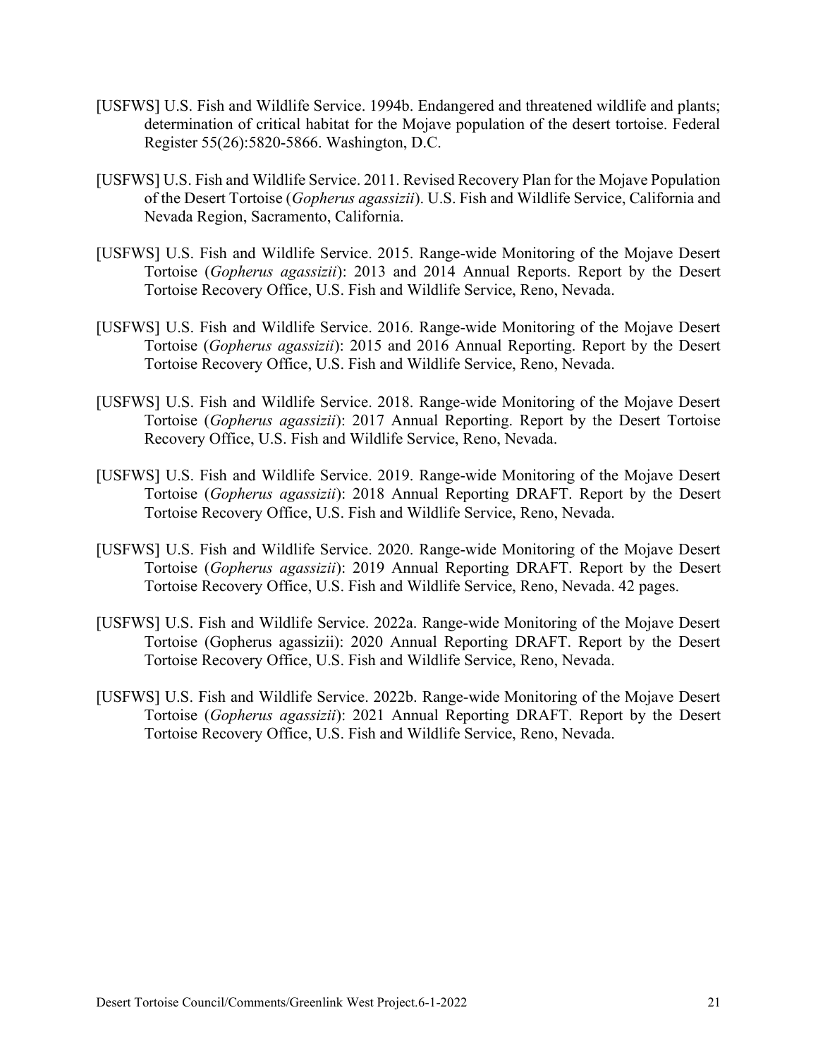[USFWS] U.S. Fish and Wildlife Service. 1994b. Endangered and threatened wildlife and plants; determination of critical habitat for the Mojave population of the desert tortoise. Federal Register 55(26):5820-5866. Washington, D.C.

[USFWS] U.S. Fish and Wildlife Service. 2011. Revised Recovery Plan for the Mojave Population of the Desert Tortoise (*Gopherus agassizii*). U.S. Fish and Wildlife Service, California and Nevada Region, Sacramento, California.

[USFWS] U.S. Fish and Wildlife Service. 2015. Range-wide Monitoring of the Mojave Desert Tortoise (*Gopherus agassizii*): 2013 and 2014 Annual Reports. Report by the Desert Tortoise Recovery Office, U.S. Fish and Wildlife Service, Reno, Nevada.

[USFWS] U.S. Fish and Wildlife Service. 2016. Range-wide Monitoring of the Mojave Desert Tortoise (*Gopherus agassizii*): 2015 and 2016 Annual Reporting. Report by the Desert Tortoise Recovery Office, U.S. Fish and Wildlife Service, Reno, Nevada.

[USFWS] U.S. Fish and Wildlife Service. 2018. Range-wide Monitoring of the Mojave Desert Tortoise (*Gopherus agassizii*): 2017 Annual Reporting. Report by the Desert Tortoise Recovery Office, U.S. Fish and Wildlife Service, Reno, Nevada.

[USFWS] U.S. Fish and Wildlife Service. 2019. Range-wide Monitoring of the Mojave Desert Tortoise (*Gopherus agassizii*): 2018 Annual Reporting DRAFT. Report by the Desert Tortoise Recovery Office, U.S. Fish and Wildlife Service, Reno, Nevada.

[USFWS] U.S. Fish and Wildlife Service. 2020. Range-wide Monitoring of the Mojave Desert Tortoise (*Gopherus agassizii*): 2019 Annual Reporting DRAFT. Report by the Desert Tortoise Recovery Office, U.S. Fish and Wildlife Service, Reno, Nevada. 42 pages.

[USFWS] U.S. Fish and Wildlife Service. 2022a. Range-wide Monitoring of the Mojave Desert Tortoise (Gopherus agassizii): 2020 Annual Reporting DRAFT. Report by the Desert Tortoise Recovery Office, U.S. Fish and Wildlife Service, Reno, Nevada.

[USFWS] U.S. Fish and Wildlife Service. 2022b. Range-wide Monitoring of the Mojave Desert Tortoise (*Gopherus agassizii*): 2021 Annual Reporting DRAFT. Report by the Desert Tortoise Recovery Office, U.S. Fish and Wildlife Service, Reno, Nevada.